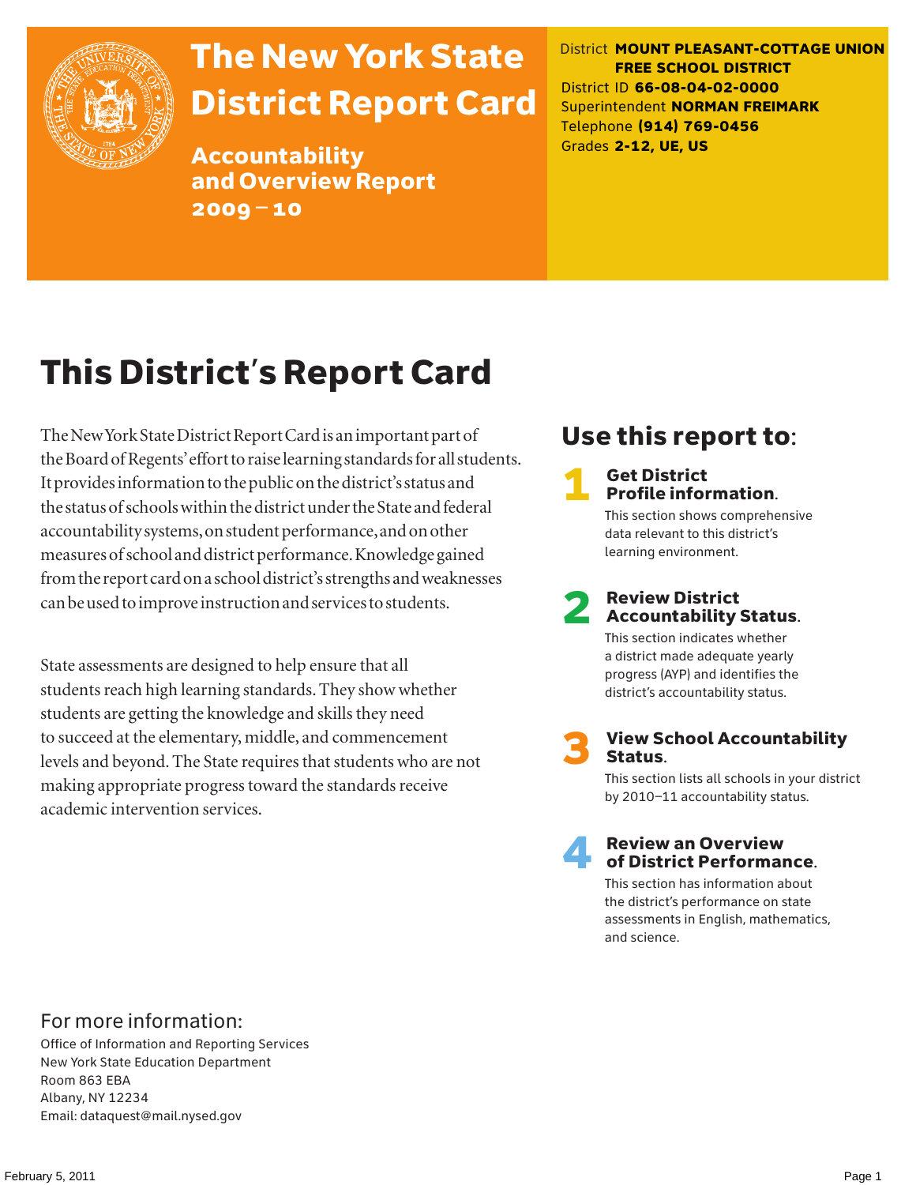# The New York State District Report Card

## Accountability and Overview Report 2009–10

District **MOUNT PLEASANT-COTTAGE UNION FREE SCHOOL DISTRICT**
District ID **66-08-04-02-0000**
Superintendent **NORMAN FREIMARK**
Telephone **(914) 769-0456**
Grades **2-12, UE, US**

# This District's Report Card

The New York State District Report Card is an important part of the Board of Regents' effort to raise learning standards for all students. It provides information to the public on the district's status and the status of schools within the district under the State and federal accountability systems, on student performance, and on other measures of school and district performance. Knowledge gained from the report card on a school district's strengths and weaknesses can be used to improve instruction and services to students.

State assessments are designed to help ensure that all students reach high learning standards. They show whether students are getting the knowledge and skills they need to succeed at the elementary, middle, and commencement levels and beyond. The State requires that students who are not making appropriate progress toward the standards receive academic intervention services.

## Use this report to:

1. **Get District Profile information.**
   This section shows comprehensive data relevant to this district's learning environment.

2. **Review District Accountability Status.**
   This section indicates whether a district made adequate yearly progress (AYP) and identifies the district's accountability status.

3. **View School Accountability Status.**
   This section lists all schools in your district by 2010–11 accountability status.

4. **Review an Overview of District Performance.**
   This section has information about the district's performance on state assessments in English, mathematics, and science.

## For more information:

Office of Information and Reporting Services
New York State Education Department
Room 863 EBA
Albany, NY 12234
Email: dataquest@mail.nysed.gov

February 5, 2011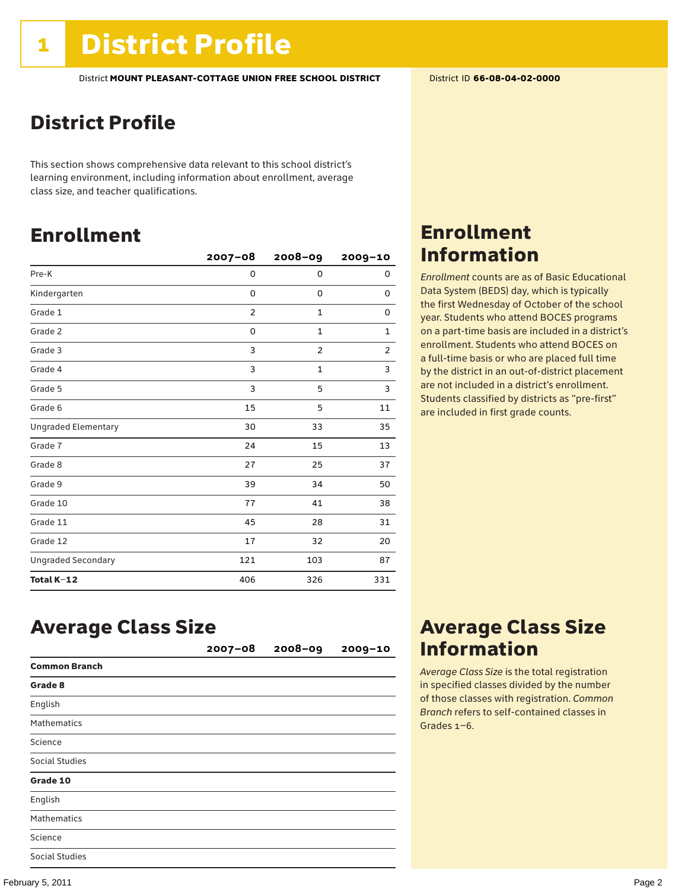# 1 District Profile

District **MOUNT PLEASANT-COTTAGE UNION FREE SCHOOL DISTRICT** District ID **66-08-04-02-0000**

## District Profile

This section shows comprehensive data relevant to this school district's learning environment, including information about enrollment, average class size, and teacher qualifications.

## Enrollment

| | 2007–08 | 2008–09 | 2009–10 |
|---|---|---|---|
| Pre-K | 0 | 0 | 0 |
| Kindergarten | 0 | 0 | 0 |
| Grade 1 | 2 | 1 | 0 |
| Grade 2 | 0 | 1 | 1 |
| Grade 3 | 3 | 2 | 2 |
| Grade 4 | 3 | 1 | 3 |
| Grade 5 | 3 | 5 | 3 |
| Grade 6 | 15 | 5 | 11 |
| Ungraded Elementary | 30 | 33 | 35 |
| Grade 7 | 24 | 15 | 13 |
| Grade 8 | 27 | 25 | 37 |
| Grade 9 | 39 | 34 | 50 |
| Grade 10 | 77 | 41 | 38 |
| Grade 11 | 45 | 28 | 31 |
| Grade 12 | 17 | 32 | 20 |
| Ungraded Secondary | 121 | 103 | 87 |
| **Total K–12** | 406 | 326 | 331 |

## Enrollment Information

*Enrollment* counts are as of Basic Educational Data System (BEDS) day, which is typically the first Wednesday of October of the school year. Students who attend BOCES programs on a part-time basis are included in a district's enrollment. Students who attend BOCES on a full-time basis or who are placed full time by the district in an out-of-district placement are not included in a district's enrollment. Students classified by districts as "pre-first" are included in first grade counts.

## Average Class Size

| | 2007–08 | 2008–09 | 2009–10 |
|---|---|---|---|
| **Common Branch** | | | |
| **Grade 8** | | | |
| English | | | |
| Mathematics | | | |
| Science | | | |
| Social Studies | | | |
| **Grade 10** | | | |
| English | | | |
| Mathematics | | | |
| Science | | | |
| Social Studies | | | |

## Average Class Size Information

*Average Class Size* is the total registration in specified classes divided by the number of those classes with registration. *Common Branch* refers to self-contained classes in Grades 1–6.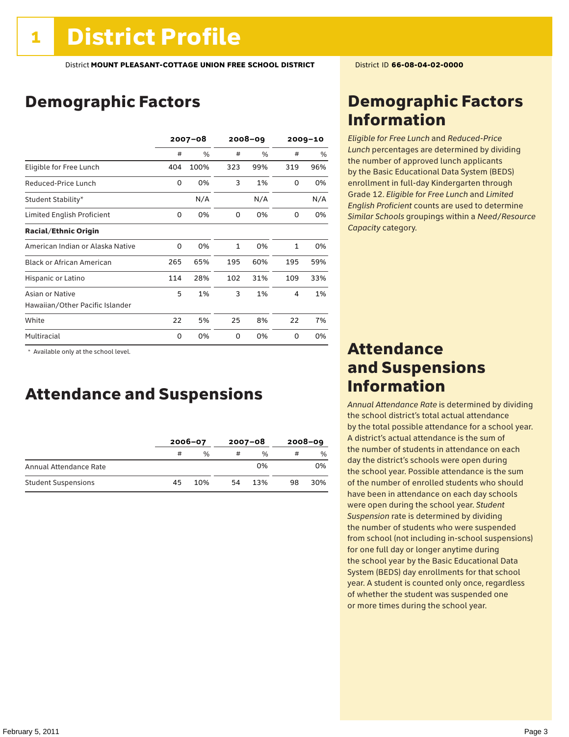# 1 District Profile

District **MOUNT PLEASANT-COTTAGE UNION FREE SCHOOL DISTRICT** District ID **66-08-04-02-0000**

## Demographic Factors

| | 2007–08 | | 2008–09 | | 2009–10 | |
|---|---|---|---|---|---|---|
| | # | % | # | % | # | % |
| Eligible for Free Lunch | 404 | 100% | 323 | 99% | 319 | 96% |
| Reduced-Price Lunch | 0 | 0% | 3 | 1% | 0 | 0% |
| Student Stability* | | N/A | | N/A | | N/A |
| Limited English Proficient | 0 | 0% | 0 | 0% | 0 | 0% |
| **Racial/Ethnic Origin** | | | | | | |
| American Indian or Alaska Native | 0 | 0% | 1 | 0% | 1 | 0% |
| Black or African American | 265 | 65% | 195 | 60% | 195 | 59% |
| Hispanic or Latino | 114 | 28% | 102 | 31% | 109 | 33% |
| Asian or Native Hawaiian/Other Pacific Islander | 5 | 1% | 3 | 1% | 4 | 1% |
| White | 22 | 5% | 25 | 8% | 22 | 7% |
| Multiracial | 0 | 0% | 0 | 0% | 0 | 0% |

\* Available only at the school level.

## Attendance and Suspensions

| | 2006–07 | | 2007–08 | | 2008–09 | |
|---|---|---|---|---|---|---|
| | # | % | # | % | # | % |
| Annual Attendance Rate | | | | 0% | | 0% |
| Student Suspensions | 45 | 10% | 54 | 13% | 98 | 30% |

## Demographic Factors Information

*Eligible for Free Lunch* and *Reduced-Price Lunch* percentages are determined by dividing the number of approved lunch applicants by the Basic Educational Data System (BEDS) enrollment in full-day Kindergarten through Grade 12. *Eligible for Free Lunch* and *Limited English Proficient* counts are used to determine *Similar Schools* groupings within a *Need/Resource Capacity* category.

## Attendance and Suspensions Information

*Annual Attendance Rate* is determined by dividing the school district's total actual attendance by the total possible attendance for a school year. A district's actual attendance is the sum of the number of students in attendance on each day the district's schools were open during the school year. Possible attendance is the sum of the number of enrolled students who should have been in attendance on each day schools were open during the school year. *Student Suspension* rate is determined by dividing the number of students who were suspended from school (not including in-school suspensions) for one full day or longer anytime during the school year by the Basic Educational Data System (BEDS) day enrollments for that school year. A student is counted only once, regardless of whether the student was suspended one or more times during the school year.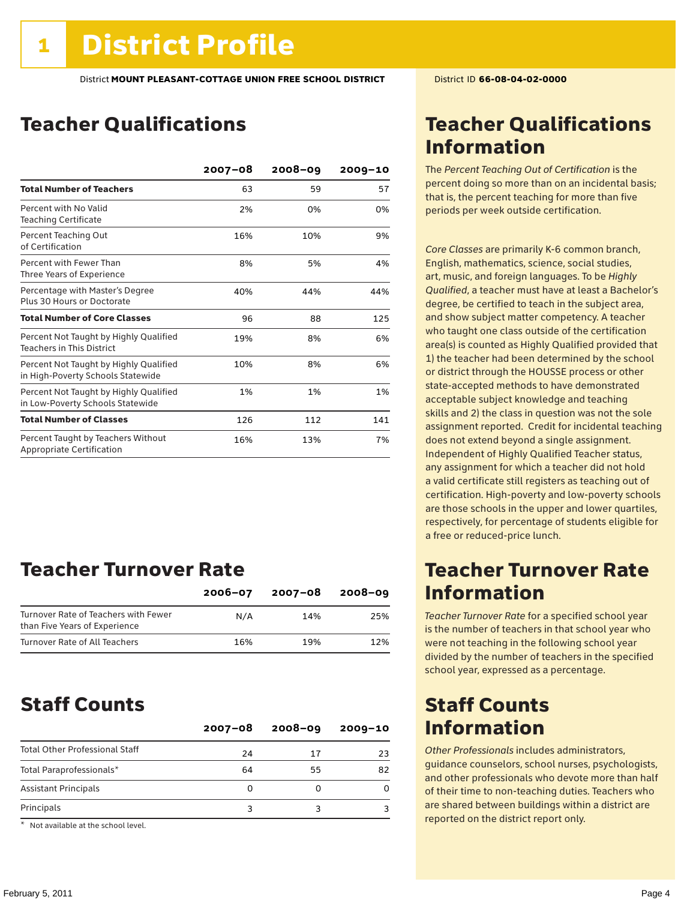# 1 District Profile

District **MOUNT PLEASANT-COTTAGE UNION FREE SCHOOL DISTRICT**

District ID **66-08-04-02-0000**

## Teacher Qualifications

| | 2007–08 | 2008–09 | 2009–10 |
|---|---|---|---|
| **Total Number of Teachers** | 63 | 59 | 57 |
| Percent with No Valid Teaching Certificate | 2% | 0% | 0% |
| Percent Teaching Out of Certification | 16% | 10% | 9% |
| Percent with Fewer Than Three Years of Experience | 8% | 5% | 4% |
| Percentage with Master's Degree Plus 30 Hours or Doctorate | 40% | 44% | 44% |
| **Total Number of Core Classes** | 96 | 88 | 125 |
| Percent Not Taught by Highly Qualified Teachers in This District | 19% | 8% | 6% |
| Percent Not Taught by Highly Qualified in High-Poverty Schools Statewide | 10% | 8% | 6% |
| Percent Not Taught by Highly Qualified in Low-Poverty Schools Statewide | 1% | 1% | 1% |
| **Total Number of Classes** | 126 | 112 | 141 |
| Percent Taught by Teachers Without Appropriate Certification | 16% | 13% | 7% |

## Teacher Qualifications Information

The *Percent Teaching Out of Certification* is the percent doing so more than on an incidental basis; that is, the percent teaching for more than five periods per week outside certification.

*Core Classes* are primarily K-6 common branch, English, mathematics, science, social studies, art, music, and foreign languages. To be *Highly Qualified*, a teacher must have at least a Bachelor's degree, be certified to teach in the subject area, and show subject matter competency. A teacher who taught one class outside of the certification area(s) is counted as Highly Qualified provided that 1) the teacher had been determined by the school or district through the HOUSSE process or other state-accepted methods to have demonstrated acceptable subject knowledge and teaching skills and 2) the class in question was not the sole assignment reported. Credit for incidental teaching does not extend beyond a single assignment. Independent of Highly Qualified Teacher status, any assignment for which a teacher did not hold a valid certificate still registers as teaching out of certification. High-poverty and low-poverty schools are those schools in the upper and lower quartiles, respectively, for percentage of students eligible for a free or reduced-price lunch.

## Teacher Turnover Rate

| | 2006–07 | 2007–08 | 2008–09 |
|---|---|---|---|
| Turnover Rate of Teachers with Fewer than Five Years of Experience | N/A | 14% | 25% |
| Turnover Rate of All Teachers | 16% | 19% | 12% |

## Teacher Turnover Rate Information

*Teacher Turnover Rate* for a specified school year is the number of teachers in that school year who were not teaching in the following school year divided by the number of teachers in the specified school year, expressed as a percentage.

## Staff Counts

| | 2007–08 | 2008–09 | 2009–10 |
|---|---|---|---|
| Total Other Professional Staff | 24 | 17 | 23 |
| Total Paraprofessionals* | 64 | 55 | 82 |
| Assistant Principals | 0 | 0 | 0 |
| Principals | 3 | 3 | 3 |

\* Not available at the school level.

## Staff Counts Information

*Other Professionals* includes administrators, guidance counselors, school nurses, psychologists, and other professionals who devote more than half of their time to non-teaching duties. Teachers who are shared between buildings within a district are reported on the district report only.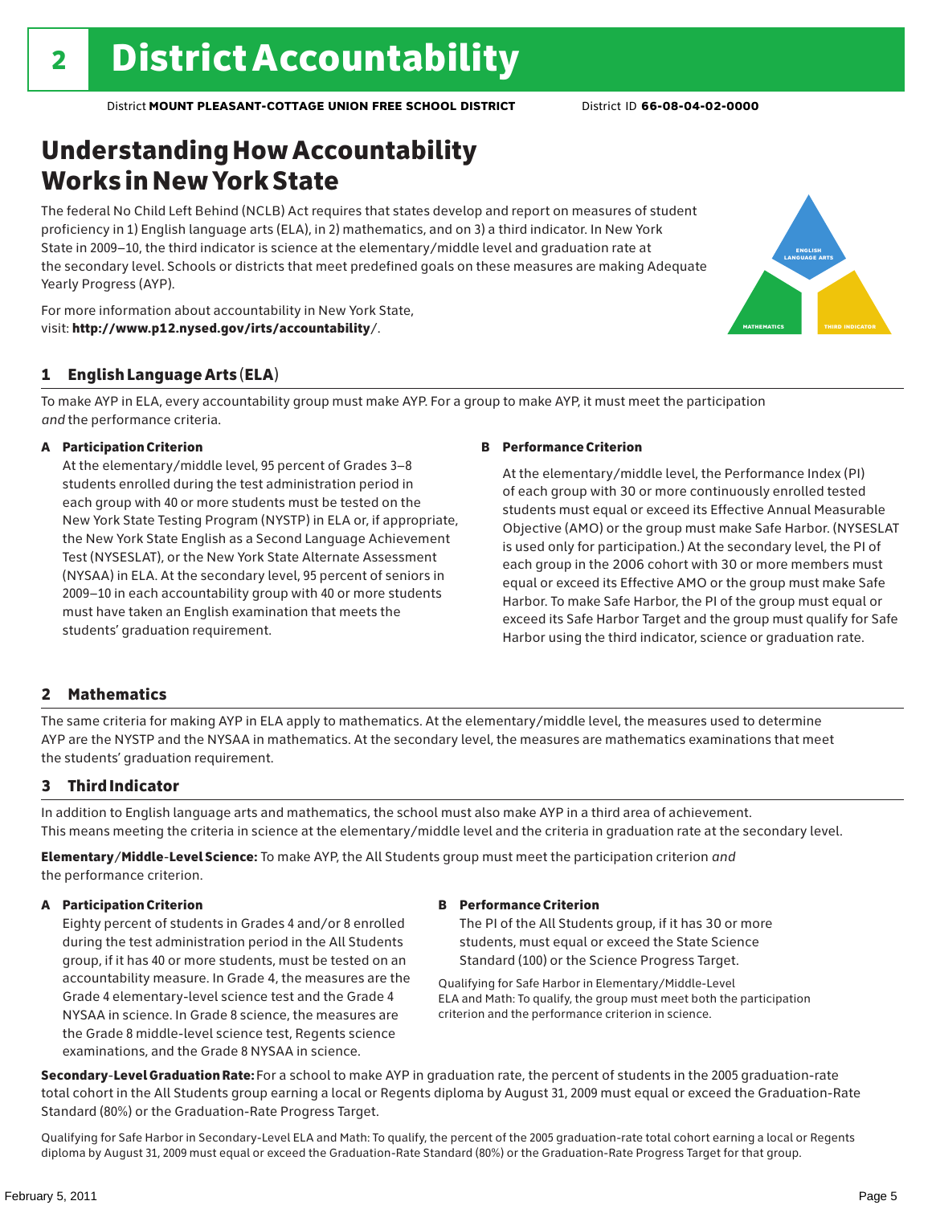# 2 District Accountability

District **MOUNT PLEASANT-COTTAGE UNION FREE SCHOOL DISTRICT** District ID **66-08-04-02-0000**

## Understanding How Accountability Works in New York State

The federal No Child Left Behind (NCLB) Act requires that states develop and report on measures of student proficiency in 1) English language arts (ELA), in 2) mathematics, and on 3) a third indicator. In New York State in 2009–10, the third indicator is science at the elementary/middle level and graduation rate at the secondary level. Schools or districts that meet predefined goals on these measures are making Adequate Yearly Progress (AYP).

For more information about accountability in New York State, visit: **http://www.p12.nysed.gov/irts/accountability/**.

ENGLISH LANGUAGE ARTS

MATHEMATICS

THIRD INDICATOR

### 1 English Language Arts (ELA)

To make AYP in ELA, every accountability group must make AYP. For a group to make AYP, it must meet the participation *and* the performance criteria.

**A Participation Criterion**

At the elementary/middle level, 95 percent of Grades 3–8 students enrolled during the test administration period in each group with 40 or more students must be tested on the New York State Testing Program (NYSTP) in ELA or, if appropriate, the New York State English as a Second Language Achievement Test (NYSESLAT), or the New York State Alternate Assessment (NYSAA) in ELA. At the secondary level, 95 percent of seniors in 2009–10 in each accountability group with 40 or more students must have taken an English examination that meets the students' graduation requirement.

**B Performance Criterion**

At the elementary/middle level, the Performance Index (PI) of each group with 30 or more continuously enrolled tested students must equal or exceed its Effective Annual Measurable Objective (AMO) or the group must make Safe Harbor. (NYSESLAT is used only for participation.) At the secondary level, the PI of each group in the 2006 cohort with 30 or more members must equal or exceed its Effective AMO or the group must make Safe Harbor. To make Safe Harbor, the PI of the group must equal or exceed its Safe Harbor Target and the group must qualify for Safe Harbor using the third indicator, science or graduation rate.

### 2 Mathematics

The same criteria for making AYP in ELA apply to mathematics. At the elementary/middle level, the measures used to determine AYP are the NYSTP and the NYSAA in mathematics. At the secondary level, the measures are mathematics examinations that meet the students' graduation requirement.

### 3 Third Indicator

In addition to English language arts and mathematics, the school must also make AYP in a third area of achievement. This means meeting the criteria in science at the elementary/middle level and the criteria in graduation rate at the secondary level.

**Elementary/Middle-Level Science:** To make AYP, the All Students group must meet the participation criterion *and* the performance criterion.

**A Participation Criterion**

Eighty percent of students in Grades 4 and/or 8 enrolled during the test administration period in the All Students group, if it has 40 or more students, must be tested on an accountability measure. In Grade 4, the measures are the Grade 4 elementary-level science test and the Grade 4 NYSAA in science. In Grade 8 science, the measures are the Grade 8 middle-level science test, Regents science examinations, and the Grade 8 NYSAA in science.

**B Performance Criterion**

The PI of the All Students group, if it has 30 or more students, must equal or exceed the State Science Standard (100) or the Science Progress Target.

Qualifying for Safe Harbor in Elementary/Middle-Level ELA and Math: To qualify, the group must meet both the participation criterion and the performance criterion in science.

**Secondary-Level Graduation Rate:** For a school to make AYP in graduation rate, the percent of students in the 2005 graduation-rate total cohort in the All Students group earning a local or Regents diploma by August 31, 2009 must equal or exceed the Graduation-Rate Standard (80%) or the Graduation-Rate Progress Target.

Qualifying for Safe Harbor in Secondary-Level ELA and Math: To qualify, the percent of the 2005 graduation-rate total cohort earning a local or Regents diploma by August 31, 2009 must equal or exceed the Graduation-Rate Standard (80%) or the Graduation-Rate Progress Target for that group.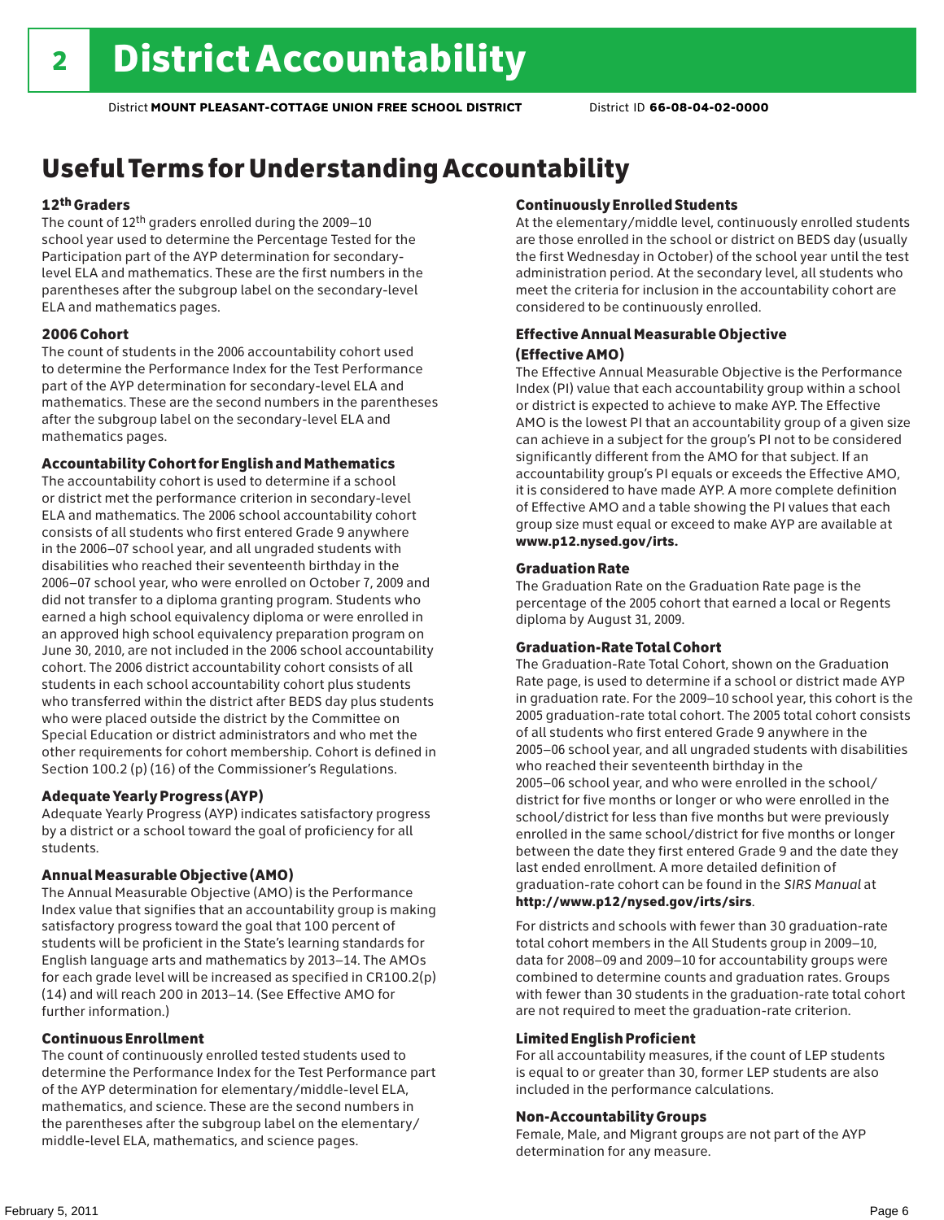# 2 District Accountability

District **MOUNT PLEASANT-COTTAGE UNION FREE SCHOOL DISTRICT** District ID **66-08-04-02-0000**

## Useful Terms for Understanding Accountability

### 12th Graders

The count of 12th graders enrolled during the 2009–10 school year used to determine the Percentage Tested for the Participation part of the AYP determination for secondary-level ELA and mathematics. These are the first numbers in the parentheses after the subgroup label on the secondary-level ELA and mathematics pages.

### 2006 Cohort

The count of students in the 2006 accountability cohort used to determine the Performance Index for the Test Performance part of the AYP determination for secondary-level ELA and mathematics. These are the second numbers in the parentheses after the subgroup label on the secondary-level ELA and mathematics pages.

### Accountability Cohort for English and Mathematics

The accountability cohort is used to determine if a school or district met the performance criterion in secondary-level ELA and mathematics. The 2006 school accountability cohort consists of all students who first entered Grade 9 anywhere in the 2006–07 school year, and all ungraded students with disabilities who reached their seventeenth birthday in the 2006–07 school year, who were enrolled on October 7, 2009 and did not transfer to a diploma granting program. Students who earned a high school equivalency diploma or were enrolled in an approved high school equivalency preparation program on June 30, 2010, are not included in the 2006 school accountability cohort. The 2006 district accountability cohort consists of all students in each school accountability cohort plus students who transferred within the district after BEDS day plus students who were placed outside the district by the Committee on Special Education or district administrators and who met the other requirements for cohort membership. Cohort is defined in Section 100.2 (p) (16) of the Commissioner's Regulations.

### Adequate Yearly Progress (AYP)

Adequate Yearly Progress (AYP) indicates satisfactory progress by a district or a school toward the goal of proficiency for all students.

### Annual Measurable Objective (AMO)

The Annual Measurable Objective (AMO) is the Performance Index value that signifies that an accountability group is making satisfactory progress toward the goal that 100 percent of students will be proficient in the State's learning standards for English language arts and mathematics by 2013–14. The AMOs for each grade level will be increased as specified in CR100.2(p)(14) and will reach 200 in 2013–14. (See Effective AMO for further information.)

### Continuous Enrollment

The count of continuously enrolled tested students used to determine the Performance Index for the Test Performance part of the AYP determination for elementary/middle-level ELA, mathematics, and science. These are the second numbers in the parentheses after the subgroup label on the elementary/middle-level ELA, mathematics, and science pages.

### Continuously Enrolled Students

At the elementary/middle level, continuously enrolled students are those enrolled in the school or district on BEDS day (usually the first Wednesday in October) of the school year until the test administration period. At the secondary level, all students who meet the criteria for inclusion in the accountability cohort are considered to be continuously enrolled.

### Effective Annual Measurable Objective (Effective AMO)

The Effective Annual Measurable Objective is the Performance Index (PI) value that each accountability group within a school or district is expected to achieve to make AYP. The Effective AMO is the lowest PI that an accountability group of a given size can achieve in a subject for the group's PI not to be considered significantly different from the AMO for that subject. If an accountability group's PI equals or exceeds the Effective AMO, it is considered to have made AYP. A more complete definition of Effective AMO and a table showing the PI values that each group size must equal or exceed to make AYP are available at **www.p12.nysed.gov/irts.**

### Graduation Rate

The Graduation Rate on the Graduation Rate page is the percentage of the 2005 cohort that earned a local or Regents diploma by August 31, 2009.

### Graduation-Rate Total Cohort

The Graduation-Rate Total Cohort, shown on the Graduation Rate page, is used to determine if a school or district made AYP in graduation rate. For the 2009–10 school year, this cohort is the 2005 graduation-rate total cohort. The 2005 total cohort consists of all students who first entered Grade 9 anywhere in the 2005–06 school year, and all ungraded students with disabilities who reached their seventeenth birthday in the 2005–06 school year, and who were enrolled in the school/district for five months or longer or who were enrolled in the school/district for less than five months but were previously enrolled in the same school/district for five months or longer between the date they first entered Grade 9 and the date they last ended enrollment. A more detailed definition of graduation-rate cohort can be found in the *SIRS Manual* at **http://www.p12/nysed.gov/irts/sirs**.

For districts and schools with fewer than 30 graduation-rate total cohort members in the All Students group in 2009–10, data for 2008–09 and 2009–10 for accountability groups were combined to determine counts and graduation rates. Groups with fewer than 30 students in the graduation-rate total cohort are not required to meet the graduation-rate criterion.

### Limited English Proficient

For all accountability measures, if the count of LEP students is equal to or greater than 30, former LEP students are also included in the performance calculations.

### Non-Accountability Groups

Female, Male, and Migrant groups are not part of the AYP determination for any measure.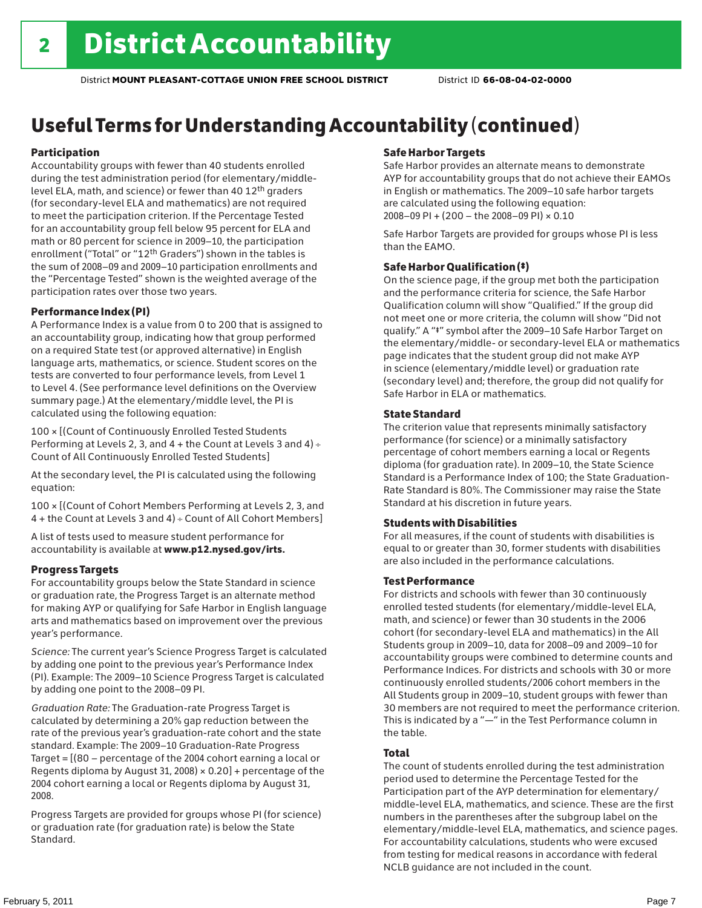# 2 District Accountability

District **MOUNT PLEASANT-COTTAGE UNION FREE SCHOOL DISTRICT** District ID **66-08-04-02-0000**

## Useful Terms for Understanding Accountability (continued)

### Participation

Accountability groups with fewer than 40 students enrolled during the test administration period (for elementary/middle-level ELA, math, and science) or fewer than 40 12th graders (for secondary-level ELA and mathematics) are not required to meet the participation criterion. If the Percentage Tested for an accountability group fell below 95 percent for ELA and math or 80 percent for science in 2009–10, the participation enrollment ("Total" or "12th Graders") shown in the tables is the sum of 2008–09 and 2009–10 participation enrollments and the "Percentage Tested" shown is the weighted average of the participation rates over those two years.

### Performance Index (PI)

A Performance Index is a value from 0 to 200 that is assigned to an accountability group, indicating how that group performed on a required State test (or approved alternative) in English language arts, mathematics, or science. Student scores on the tests are converted to four performance levels, from Level 1 to Level 4. (See performance level definitions on the Overview summary page.) At the elementary/middle level, the PI is calculated using the following equation:

100 × [(Count of Continuously Enrolled Tested Students Performing at Levels 2, 3, and 4 + the Count at Levels 3 and 4) ÷ Count of All Continuously Enrolled Tested Students]

At the secondary level, the PI is calculated using the following equation:

100 × [(Count of Cohort Members Performing at Levels 2, 3, and 4 + the Count at Levels 3 and 4) ÷ Count of All Cohort Members]

A list of tests used to measure student performance for accountability is available at **www.p12.nysed.gov/irts.**

### Progress Targets

For accountability groups below the State Standard in science or graduation rate, the Progress Target is an alternate method for making AYP or qualifying for Safe Harbor in English language arts and mathematics based on improvement over the previous year's performance.

*Science:* The current year's Science Progress Target is calculated by adding one point to the previous year's Performance Index (PI). Example: The 2009–10 Science Progress Target is calculated by adding one point to the 2008–09 PI.

*Graduation Rate:* The Graduation-rate Progress Target is calculated by determining a 20% gap reduction between the rate of the previous year's graduation-rate cohort and the state standard. Example: The 2009–10 Graduation-Rate Progress Target = [(80 – percentage of the 2004 cohort earning a local or Regents diploma by August 31, 2008) × 0.20] + percentage of the 2004 cohort earning a local or Regents diploma by August 31, 2008.

Progress Targets are provided for groups whose PI (for science) or graduation rate (for graduation rate) is below the State Standard.

### Safe Harbor Targets

Safe Harbor provides an alternate means to demonstrate AYP for accountability groups that do not achieve their EAMOs in English or mathematics. The 2009–10 safe harbor targets are calculated using the following equation:
2008–09 PI + (200 – the 2008–09 PI) × 0.10

Safe Harbor Targets are provided for groups whose PI is less than the EAMO.

### Safe Harbor Qualification (‡)

On the science page, if the group met both the participation and the performance criteria for science, the Safe Harbor Qualification column will show "Qualified." If the group did not meet one or more criteria, the column will show "Did not qualify." A "‡" symbol after the 2009–10 Safe Harbor Target on the elementary/middle- or secondary-level ELA or mathematics page indicates that the student group did not make AYP in science (elementary/middle level) or graduation rate (secondary level) and; therefore, the group did not qualify for Safe Harbor in ELA or mathematics.

### State Standard

The criterion value that represents minimally satisfactory performance (for science) or a minimally satisfactory percentage of cohort members earning a local or Regents diploma (for graduation rate). In 2009–10, the State Science Standard is a Performance Index of 100; the State Graduation-Rate Standard is 80%. The Commissioner may raise the State Standard at his discretion in future years.

### Students with Disabilities

For all measures, if the count of students with disabilities is equal to or greater than 30, former students with disabilities are also included in the performance calculations.

### Test Performance

For districts and schools with fewer than 30 continuously enrolled tested students (for elementary/middle-level ELA, math, and science) or fewer than 30 students in the 2006 cohort (for secondary-level ELA and mathematics) in the All Students group in 2009–10, data for 2008–09 and 2009–10 for accountability groups were combined to determine counts and Performance Indices. For districts and schools with 30 or more continuously enrolled students/2006 cohort members in the All Students group in 2009–10, student groups with fewer than 30 members are not required to meet the performance criterion. This is indicated by a "—" in the Test Performance column in the table.

### Total

The count of students enrolled during the test administration period used to determine the Percentage Tested for the Participation part of the AYP determination for elementary/middle-level ELA, mathematics, and science. These are the first numbers in the parentheses after the subgroup label on the elementary/middle-level ELA, mathematics, and science pages. For accountability calculations, students who were excused from testing for medical reasons in accordance with federal NCLB guidance are not included in the count.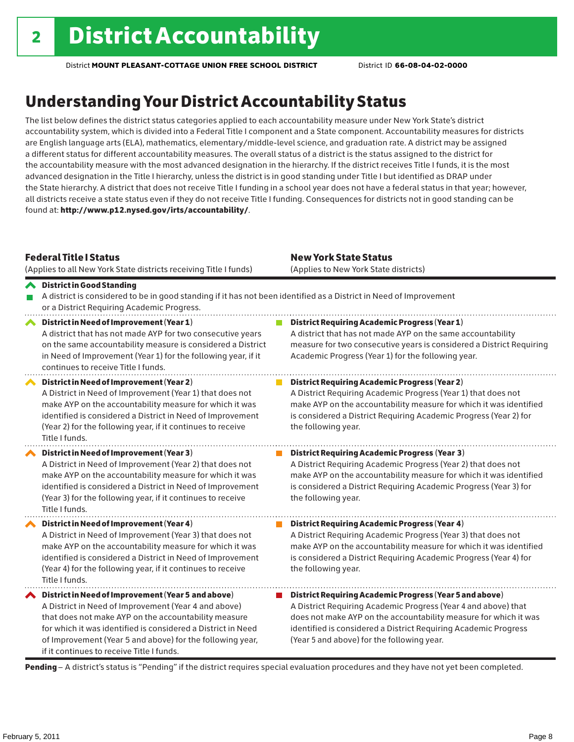# 2 District Accountability

District **MOUNT PLEASANT-COTTAGE UNION FREE SCHOOL DISTRICT** District ID **66-08-04-02-0000**

## Understanding Your District Accountability Status

The list below defines the district status categories applied to each accountability measure under New York State's district accountability system, which is divided into a Federal Title I component and a State component. Accountability measures for districts are English language arts (ELA), mathematics, elementary/middle-level science, and graduation rate. A district may be assigned a different status for different accountability measures. The overall status of a district is the status assigned to the district for the accountability measure with the most advanced designation in the hierarchy. If the district receives Title I funds, it is the most advanced designation in the Title I hierarchy, unless the district is in good standing under Title I but identified as DRAP under the State hierarchy. A district that does not receive Title I funding in a school year does not have a federal status in that year; however, all districts receive a state status even if they do not receive Title I funding. Consequences for districts not in good standing can be found at: **http://www.p12.nysed.gov/irts/accountability/**.

| **Federal Title I Status** (Applies to all New York State districts receiving Title I funds) | **New York State Status** (Applies to New York State districts) |
|---|---|
| **District in Good Standing** A district is considered to be in good standing if it has not been identified as a District in Need of Improvement or a District Requiring Academic Progress. | |
| **District in Need of Improvement (Year 1)** A district that has not made AYP for two consecutive years on the same accountability measure is considered a District in Need of Improvement (Year 1) for the following year, if it continues to receive Title I funds. | **District Requiring Academic Progress (Year 1)** A district that has not made AYP on the same accountability measure for two consecutive years is considered a District Requiring Academic Progress (Year 1) for the following year. |
| **District in Need of Improvement (Year 2)** A District in Need of Improvement (Year 1) that does not make AYP on the accountability measure for which it was identified is considered a District in Need of Improvement (Year 2) for the following year, if it continues to receive Title I funds. | **District Requiring Academic Progress (Year 2)** A District Requiring Academic Progress (Year 1) that does not make AYP on the accountability measure for which it was identified is considered a District Requiring Academic Progress (Year 2) for the following year. |
| **District in Need of Improvement (Year 3)** A District in Need of Improvement (Year 2) that does not make AYP on the accountability measure for which it was identified is considered a District in Need of Improvement (Year 3) for the following year, if it continues to receive Title I funds. | **District Requiring Academic Progress (Year 3)** A District Requiring Academic Progress (Year 2) that does not make AYP on the accountability measure for which it was identified is considered a District Requiring Academic Progress (Year 3) for the following year. |
| **District in Need of Improvement (Year 4)** A District in Need of Improvement (Year 3) that does not make AYP on the accountability measure for which it was identified is considered a District in Need of Improvement (Year 4) for the following year, if it continues to receive Title I funds. | **District Requiring Academic Progress (Year 4)** A District Requiring Academic Progress (Year 3) that does not make AYP on the accountability measure for which it was identified is considered a District Requiring Academic Progress (Year 4) for the following year. |
| **District in Need of Improvement (Year 5 and above)** A District in Need of Improvement (Year 4 and above) that does not make AYP on the accountability measure for which it was identified is considered a District in Need of Improvement (Year 5 and above) for the following year, if it continues to receive Title I funds. | **District Requiring Academic Progress (Year 5 and above)** A District Requiring Academic Progress (Year 4 and above) that does not make AYP on the accountability measure for which it was identified is considered a District Requiring Academic Progress (Year 5 and above) for the following year. |

**Pending** – A district's status is "Pending" if the district requires special evaluation procedures and they have not yet been completed.

February 5, 2011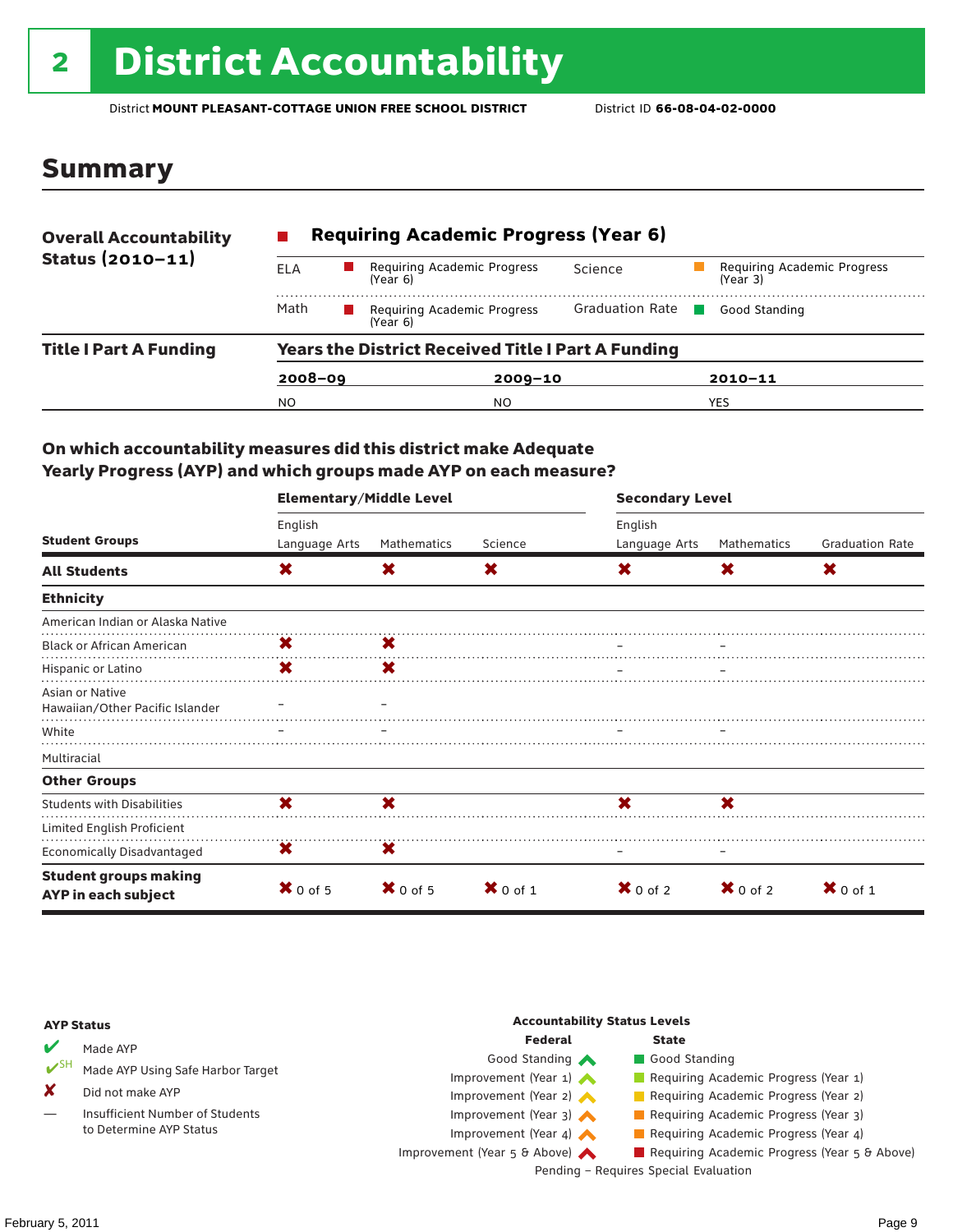# 2 District Accountability

District **MOUNT PLEASANT-COTTAGE UNION FREE SCHOOL DISTRICT** District ID **66-08-04-02-0000**

## Summary

| **Overall Accountability Status (2010–11)** | **Requiring Academic Progress (Year 6)** | | | |
|---|---|---|---|---|
| | ELA | Requiring Academic Progress (Year 6) | Science | Requiring Academic Progress (Year 3) |
| | Math | Requiring Academic Progress (Year 6) | Graduation Rate | Good Standing |

| **Title I Part A Funding** | **Years the District Received Title I Part A Funding** | | |
|---|---|---|---|
| | **2008–09** | **2009–10** | **2010–11** |
| | NO | NO | YES |

### On which accountability measures did this district make Adequate Yearly Progress (AYP) and which groups made AYP on each measure?

| Student Groups | Elementary/Middle Level: English Language Arts | Elementary/Middle Level: Mathematics | Elementary/Middle Level: Science | Secondary Level: English Language Arts | Secondary Level: Mathematics | Secondary Level: Graduation Rate |
|---|---|---|---|---|---|---|
| **All Students** | ✘ | ✘ | ✘ | ✘ | ✘ | ✘ |
| **Ethnicity** | | | | | | |
| American Indian or Alaska Native | | | | | | |
| Black or African American | ✘ | ✘ | | – | – | |
| Hispanic or Latino | ✘ | ✘ | | – | – | |
| Asian or Native Hawaiian/Other Pacific Islander | – | – | | | | |
| White | – | – | | – | – | |
| Multiracial | | | | | | |
| **Other Groups** | | | | | | |
| Students with Disabilities | ✘ | ✘ | | ✘ | ✘ | |
| Limited English Proficient | | | | | | |
| Economically Disadvantaged | ✘ | ✘ | | – | – | |
| **Student groups making AYP in each subject** | ✘ 0 of 5 | ✘ 0 of 5 | ✘ 0 of 1 | ✘ 0 of 2 | ✘ 0 of 2 | ✘ 0 of 1 |

**AYP Status**

- ✔ Made AYP
- ✔SH Made AYP Using Safe Harbor Target
- ✘ Did not make AYP
- — Insufficient Number of Students to Determine AYP Status

**Accountability Status Levels**

| Federal | State |
|---|---|
| Good Standing | Good Standing |
| Improvement (Year 1) | Requiring Academic Progress (Year 1) |
| Improvement (Year 2) | Requiring Academic Progress (Year 2) |
| Improvement (Year 3) | Requiring Academic Progress (Year 3) |
| Improvement (Year 4) | Requiring Academic Progress (Year 4) |
| Improvement (Year 5 & Above) | Requiring Academic Progress (Year 5 & Above) |

Pending – Requires Special Evaluation

February 5, 2011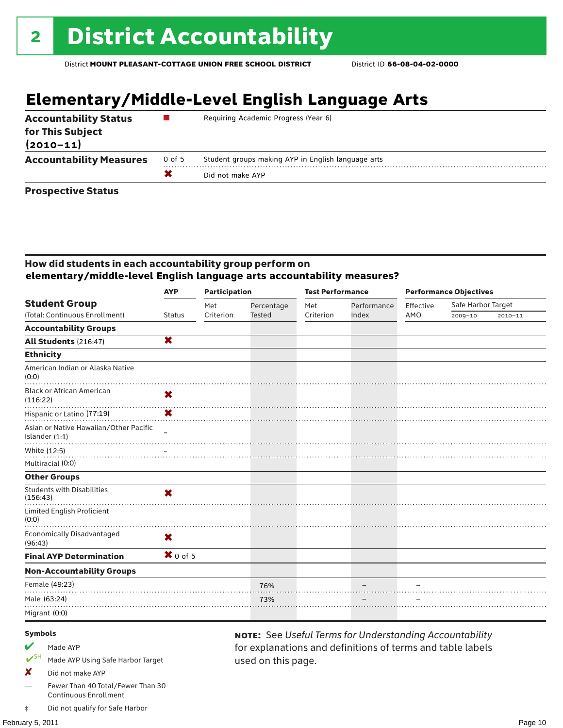# 2 District Accountability

District **MOUNT PLEASANT-COTTAGE UNION FREE SCHOOL DISTRICT** District ID **66-08-04-02-0000**

## Elementary/Middle-Level English Language Arts

| | | |
|---|---|---|
| **Accountability Status for This Subject (2010–11)** | ■ | Requiring Academic Progress (Year 6) |
| **Accountability Measures** | 0 of 5 | Student groups making AYP in English language arts |
| | ✖ | Did not make AYP |
| **Prospective Status** | | |

### How did students in each accountability group perform on elementary/middle-level English language arts accountability measures?

| Student Group (Total: Continuous Enrollment) | AYP Status | Participation: Met Criterion | Participation: Percentage Tested | Test Performance: Met Criterion | Test Performance: Performance Index | Performance Objectives: Effective AMO | Safe Harbor Target 2009–10 | Safe Harbor Target 2010–11 |
|---|---|---|---|---|---|---|---|---|
| **Accountability Groups** | | | | | | | | |
| **All Students** (216:47) | ✖ | | | | | | | |
| **Ethnicity** | | | | | | | | |
| American Indian or Alaska Native (0:0) | | | | | | | | |
| Black or African American (116:22) | ✖ | | | | | | | |
| Hispanic or Latino (77:19) | ✖ | | | | | | | |
| Asian or Native Hawaiian/Other Pacific Islander (1:1) | – | | | | | | | |
| White (12:5) | – | | | | | | | |
| Multiracial (0:0) | | | | | | | | |
| **Other Groups** | | | | | | | | |
| Students with Disabilities (156:43) | ✖ | | | | | | | |
| Limited English Proficient (0:0) | | | | | | | | |
| Economically Disadvantaged (96:43) | ✖ | | | | | | | |
| **Final AYP Determination** | ✖ 0 of 5 | | | | | | | |
| **Non-Accountability Groups** | | | | | | | | |
| Female (49:23) | | | 76% | | – | – | | |
| Male (63:24) | | | 73% | | – | – | | |
| Migrant (0:0) | | | | | | | | |

**Symbols**

- ✔ Made AYP
- ✔SH Made AYP Using Safe Harbor Target
- ✘ Did not make AYP
- — Fewer Than 40 Total/Fewer Than 30 Continuous Enrollment
- ‡ Did not qualify for Safe Harbor

**NOTE:** See *Useful Terms for Understanding Accountability* for explanations and definitions of terms and table labels used on this page.

February 5, 2011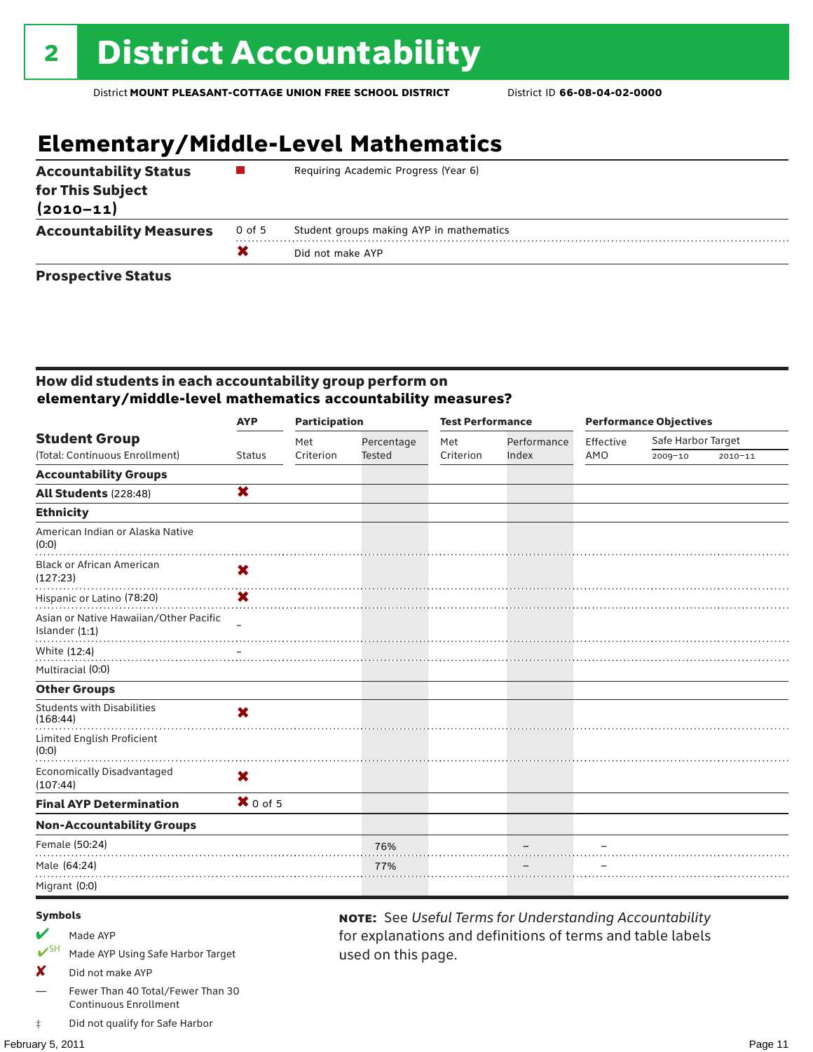# 2 District Accountability

District **MOUNT PLEASANT-COTTAGE UNION FREE SCHOOL DISTRICT** District ID **66-08-04-02-0000**

## Elementary/Middle-Level Mathematics

| | | |
|---|---|---|
| **Accountability Status for This Subject (2010–11)** | ■ | Requiring Academic Progress (Year 6) |
| **Accountability Measures** | 0 of 5 | Student groups making AYP in mathematics |
| | ✘ | Did not make AYP |
| **Prospective Status** | | |

### How did students in each accountability group perform on elementary/middle-level mathematics accountability measures?

| Student Group (Total: Continuous Enrollment) | AYP Status | Participation: Met Criterion | Participation: Percentage Tested | Test Performance: Met Criterion | Test Performance: Performance Index | Performance Objectives: Effective AMO | Safe Harbor Target 2009–10 | Safe Harbor Target 2010–11 |
|---|---|---|---|---|---|---|---|---|
| **Accountability Groups** | | | | | | | | |
| **All Students** (228:48) | ✘ | | | | | | | |
| **Ethnicity** | | | | | | | | |
| American Indian or Alaska Native (0:0) | | | | | | | | |
| Black or African American (127:23) | ✘ | | | | | | | |
| Hispanic or Latino (78:20) | ✘ | | | | | | | |
| Asian or Native Hawaiian/Other Pacific Islander (1:1) | – | | | | | | | |
| White (12:4) | – | | | | | | | |
| Multiracial (0:0) | | | | | | | | |
| **Other Groups** | | | | | | | | |
| Students with Disabilities (168:44) | ✘ | | | | | | | |
| Limited English Proficient (0:0) | | | | | | | | |
| Economically Disadvantaged (107:44) | ✘ | | | | | | | |
| **Final AYP Determination** | ✘ 0 of 5 | | | | | | | |
| **Non-Accountability Groups** | | | | | | | | |
| Female (50:24) | | | 76% | | – | – | | |
| Male (64:24) | | | 77% | | – | – | | |
| Migrant (0:0) | | | | | | | | |

**Symbols**

- ✔ Made AYP
- ✔SH Made AYP Using Safe Harbor Target
- ✘ Did not make AYP
- — Fewer Than 40 Total/Fewer Than 30 Continuous Enrollment
- ‡ Did not qualify for Safe Harbor

**NOTE:** See *Useful Terms for Understanding Accountability* for explanations and definitions of terms and table labels used on this page.

February 5, 2011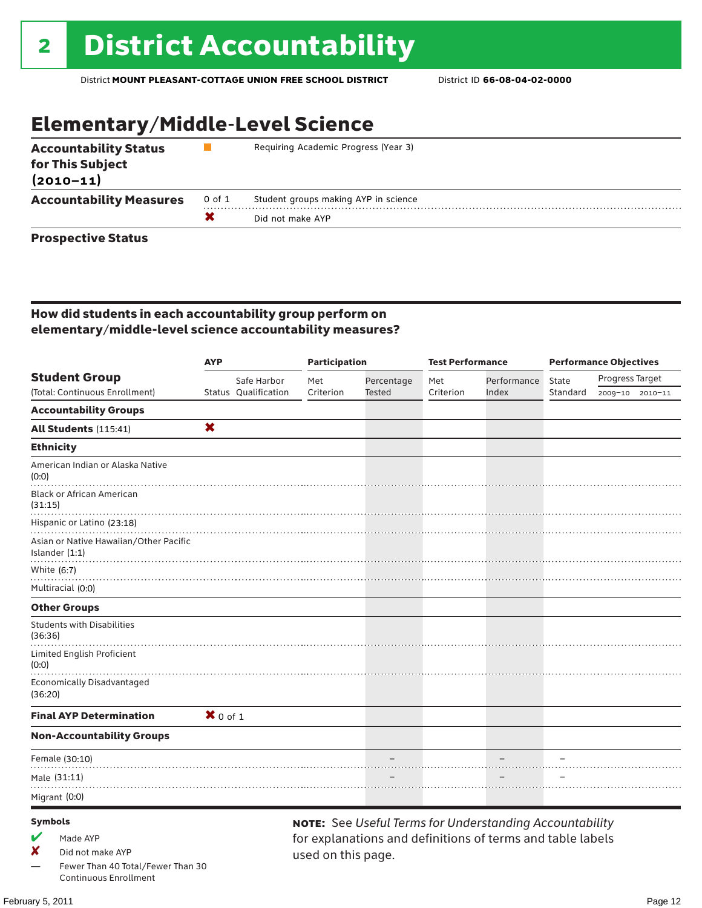# 2 District Accountability

District **MOUNT PLEASANT-COTTAGE UNION FREE SCHOOL DISTRICT** District ID **66-08-04-02-0000**

## Elementary/Middle-Level Science

| | | |
|---|---|---|
| **Accountability Status for This Subject (2010–11)** | ■ | Requiring Academic Progress (Year 3) |
| **Accountability Measures** | 0 of 1 | Student groups making AYP in science |
| | ✘ | Did not make AYP |
| **Prospective Status** | | |

### How did students in each accountability group perform on elementary/middle-level science accountability measures?

| **Student Group** (Total: Continuous Enrollment) | AYP Status | Safe Harbor Qualification | Participation: Met Criterion | Participation: Percentage Tested | Test Performance: Met Criterion | Test Performance: Performance Index | Performance Objectives: State Standard | Progress Target 2009–10 | Progress Target 2010–11 |
|---|---|---|---|---|---|---|---|---|---|
| **Accountability Groups** | | | | | | | | | |
| **All Students** (115:41) | ✘ | | | | | | | | |
| **Ethnicity** | | | | | | | | | |
| American Indian or Alaska Native (0:0) | | | | | | | | | |
| Black or African American (31:15) | | | | | | | | | |
| Hispanic or Latino (23:18) | | | | | | | | | |
| Asian or Native Hawaiian/Other Pacific Islander (1:1) | | | | | | | | | |
| White (6:7) | | | | | | | | | |
| Multiracial (0:0) | | | | | | | | | |
| **Other Groups** | | | | | | | | | |
| Students with Disabilities (36:36) | | | | | | | | | |
| Limited English Proficient (0:0) | | | | | | | | | |
| Economically Disadvantaged (36:20) | | | | | | | | | |
| **Final AYP Determination** | ✘ 0 of 1 | | | | | | | | |
| **Non-Accountability Groups** | | | | | | | | | |
| Female (30:10) | | | | – | | – | – | | |
| Male (31:11) | | | | – | | – | – | | |
| Migrant (0:0) | | | | | | | | | |

**Symbols**

- ✔ Made AYP
- ✘ Did not make AYP
- — Fewer Than 40 Total/Fewer Than 30 Continuous Enrollment

**NOTE:** See *Useful Terms for Understanding Accountability* for explanations and definitions of terms and table labels used on this page.

February 5, 2011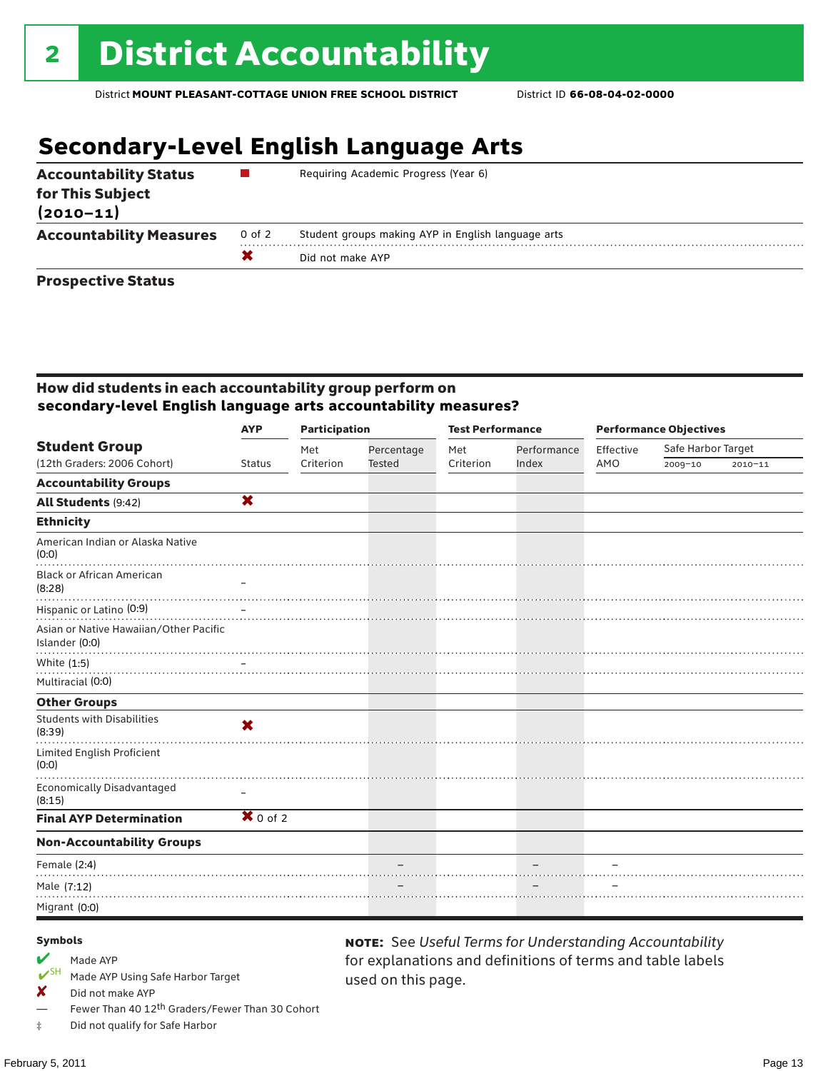# 2 District Accountability

District **MOUNT PLEASANT-COTTAGE UNION FREE SCHOOL DISTRICT** District ID **66-08-04-02-0000**

## Secondary-Level English Language Arts

| | | |
|---|---|---|
| **Accountability Status for This Subject (2010–11)** | ■ | Requiring Academic Progress (Year 6) |
| **Accountability Measures** | 0 of 2 | Student groups making AYP in English language arts |
| | ✖ | Did not make AYP |
| **Prospective Status** | | |

### How did students in each accountability group perform on secondary-level English language arts accountability measures?

| Student Group (12th Graders: 2006 Cohort) | AYP Status | Participation: Met Criterion | Participation: Percentage Tested | Test Performance: Met Criterion | Test Performance: Performance Index | Performance Objectives: Effective AMO | Safe Harbor Target 2009–10 | Safe Harbor Target 2010–11 |
|---|---|---|---|---|---|---|---|---|
| **Accountability Groups** | | | | | | | | |
| **All Students** (9:42) | ✖ | | | | | | | |
| **Ethnicity** | | | | | | | | |
| American Indian or Alaska Native (0:0) | | | | | | | | |
| Black or African American (8:28) | – | | | | | | | |
| Hispanic or Latino (0:9) | – | | | | | | | |
| Asian or Native Hawaiian/Other Pacific Islander (0:0) | | | | | | | | |
| White (1:5) | – | | | | | | | |
| Multiracial (0:0) | | | | | | | | |
| **Other Groups** | | | | | | | | |
| Students with Disabilities (8:39) | ✖ | | | | | | | |
| Limited English Proficient (0:0) | | | | | | | | |
| Economically Disadvantaged (8:15) | – | | | | | | | |
| **Final AYP Determination** | ✖ 0 of 2 | | | | | | | |
| **Non-Accountability Groups** | | | | | | | | |
| Female (2:4) | | | – | | – | – | | |
| Male (7:12) | | | – | | – | – | | |
| Migrant (0:0) | | | | | | | | |

**Symbols**

- ✔ Made AYP
- ✔SH Made AYP Using Safe Harbor Target
- ✘ Did not make AYP
- — Fewer Than 40 12th Graders/Fewer Than 30 Cohort
- ‡ Did not qualify for Safe Harbor

**NOTE:** See *Useful Terms for Understanding Accountability* for explanations and definitions of terms and table labels used on this page.

February 5, 2011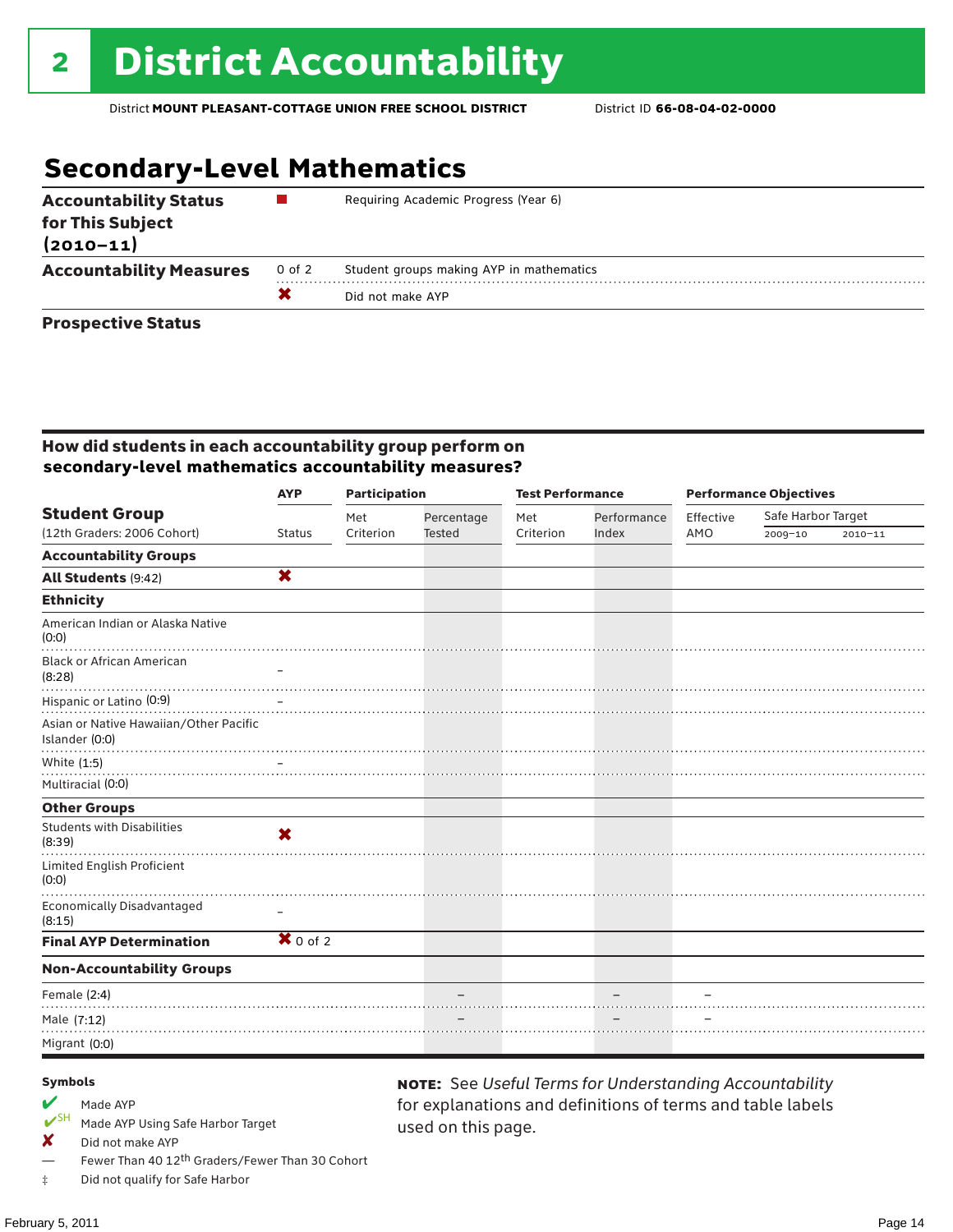# 2 District Accountability

District **MOUNT PLEASANT-COTTAGE UNION FREE SCHOOL DISTRICT** District ID **66-08-04-02-0000**

## Secondary-Level Mathematics

| | | |
|---|---|---|
| **Accountability Status for This Subject (2010–11)** | ■ | Requiring Academic Progress (Year 6) |
| **Accountability Measures** | 0 of 2 | Student groups making AYP in mathematics |
| | ✘ | Did not make AYP |
| **Prospective Status** | | |

### How did students in each accountability group perform on secondary-level mathematics accountability measures?

| Student Group (12th Graders: 2006 Cohort) | AYP Status | Participation: Met Criterion | Participation: Percentage Tested | Test Performance: Met Criterion | Test Performance: Performance Index | Performance Objectives: Effective AMO | Safe Harbor Target 2009–10 | Safe Harbor Target 2010–11 |
|---|---|---|---|---|---|---|---|---|
| **Accountability Groups** | | | | | | | | |
| **All Students** (9:42) | ✘ | | | | | | | |
| **Ethnicity** | | | | | | | | |
| American Indian or Alaska Native (0:0) | | | | | | | | |
| Black or African American (8:28) | – | | | | | | | |
| Hispanic or Latino (0:9) | – | | | | | | | |
| Asian or Native Hawaiian/Other Pacific Islander (0:0) | | | | | | | | |
| White (1:5) | – | | | | | | | |
| Multiracial (0:0) | | | | | | | | |
| **Other Groups** | | | | | | | | |
| Students with Disabilities (8:39) | ✘ | | | | | | | |
| Limited English Proficient (0:0) | | | | | | | | |
| Economically Disadvantaged (8:15) | – | | | | | | | |
| **Final AYP Determination** | ✘ 0 of 2 | | | | | | | |
| **Non-Accountability Groups** | | | | | | | | |
| Female (2:4) | | | – | | – | – | | |
| Male (7:12) | | | – | | – | – | | |
| Migrant (0:0) | | | | | | | | |

**Symbols**

- ✔ Made AYP
- ✔SH Made AYP Using Safe Harbor Target
- ✘ Did not make AYP
- — Fewer Than 40 12th Graders/Fewer Than 30 Cohort
- ‡ Did not qualify for Safe Harbor

**NOTE:** See *Useful Terms for Understanding Accountability* for explanations and definitions of terms and table labels used on this page.

February 5, 2011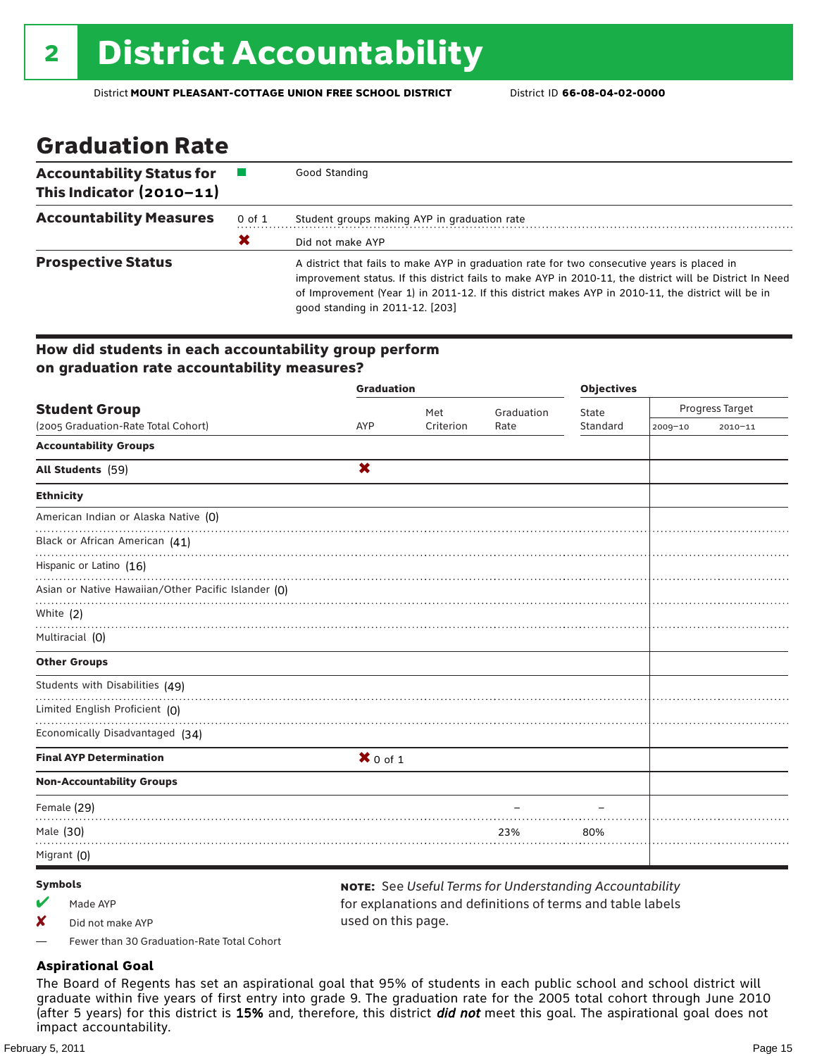# 2 District Accountability

District **MOUNT PLEASANT-COTTAGE UNION FREE SCHOOL DISTRICT** District ID **66-08-04-02-0000**

## Graduation Rate

| | | |
|---|---|---|
| **Accountability Status for This Indicator (2010–11)** | ■ | Good Standing |
| **Accountability Measures** | 0 of 1 | Student groups making AYP in graduation rate |
| | ✘ | Did not make AYP |
| **Prospective Status** | | A district that fails to make AYP in graduation rate for two consecutive years is placed in improvement status. If this district fails to make AYP in 2010-11, the district will be District In Need of Improvement (Year 1) in 2011-12. If this district makes AYP in 2010-11, the district will be in good standing in 2011-12. [203] |

### How did students in each accountability group perform on graduation rate accountability measures?

| Student Group (2005 Graduation-Rate Total Cohort) | Graduation AYP | Met Criterion | Graduation Rate | Objectives State Standard | Progress Target 2009–10 | Progress Target 2010–11 |
|---|---|---|---|---|---|---|
| **Accountability Groups** | | | | | | |
| **All Students** (59) | ✘ | | | | | |
| **Ethnicity** | | | | | | |
| American Indian or Alaska Native (0) | | | | | | |
| Black or African American (41) | | | | | | |
| Hispanic or Latino (16) | | | | | | |
| Asian or Native Hawaiian/Other Pacific Islander (0) | | | | | | |
| White (2) | | | | | | |
| Multiracial (0) | | | | | | |
| **Other Groups** | | | | | | |
| Students with Disabilities (49) | | | | | | |
| Limited English Proficient (0) | | | | | | |
| Economically Disadvantaged (34) | | | | | | |
| **Final AYP Determination** | ✘ 0 of 1 | | | | | |
| **Non-Accountability Groups** | | | | | | |
| Female (29) | | | – | – | | |
| Male (30) | | | 23% | 80% | | |
| Migrant (0) | | | | | | |

**Symbols**

- ✔ Made AYP
- ✘ Did not make AYP
- — Fewer than 30 Graduation-Rate Total Cohort

**NOTE:** See *Useful Terms for Understanding Accountability* for explanations and definitions of terms and table labels used on this page.

### Aspirational Goal

The Board of Regents has set an aspirational goal that 95% of students in each public school and school district will graduate within five years of first entry into grade 9. The graduation rate for the 2005 total cohort through June 2010 (after 5 years) for this district is **15%** and, therefore, this district ***did not*** meet this goal. The aspirational goal does not impact accountability.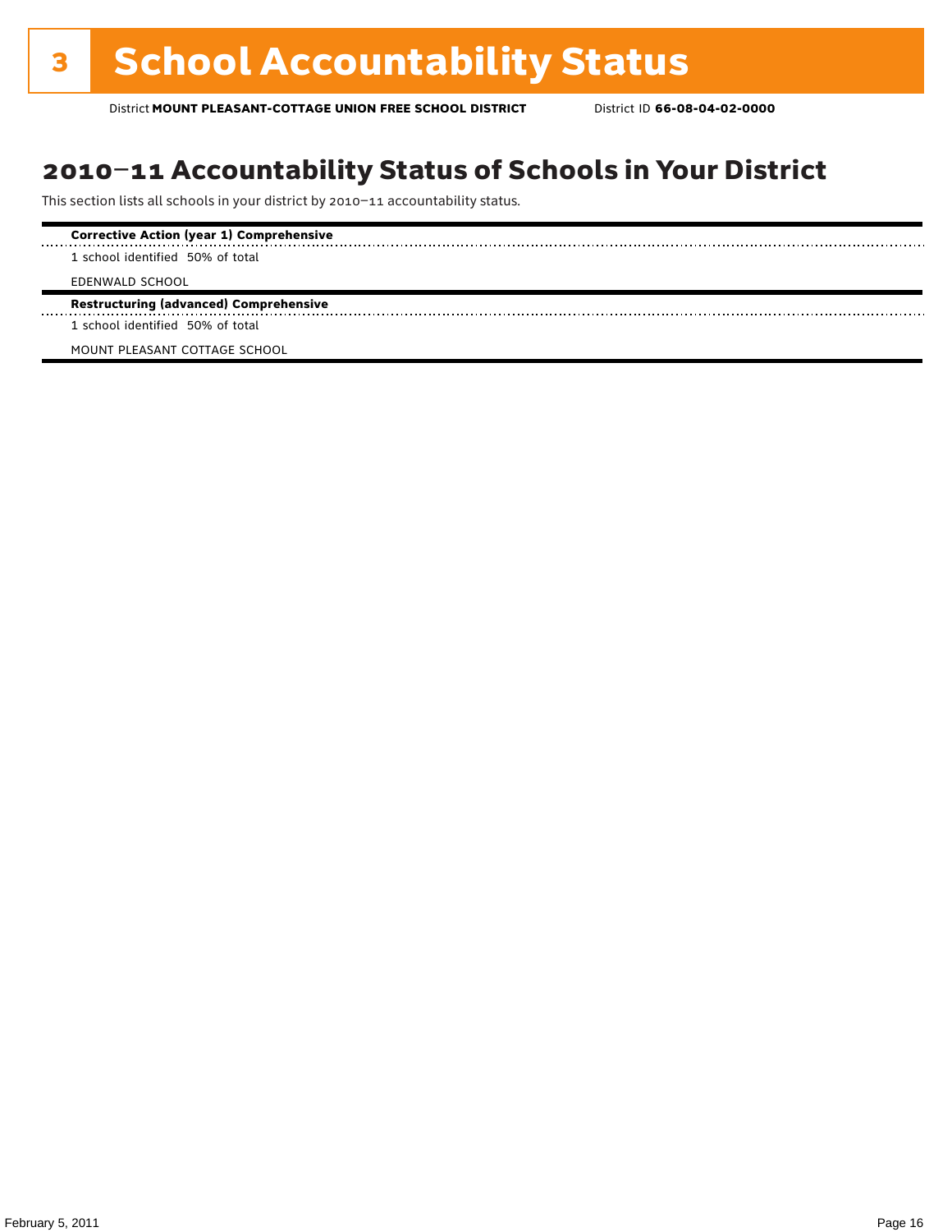# 3 School Accountability Status

District **MOUNT PLEASANT-COTTAGE UNION FREE SCHOOL DISTRICT** District ID **66-08-04-02-0000**

## 2010–11 Accountability Status of Schools in Your District

This section lists all schools in your district by 2010–11 accountability status.

**Corrective Action (year 1) Comprehensive**

1 school identified 50% of total

EDENWALD SCHOOL

**Restructuring (advanced) Comprehensive**

1 school identified 50% of total

MOUNT PLEASANT COTTAGE SCHOOL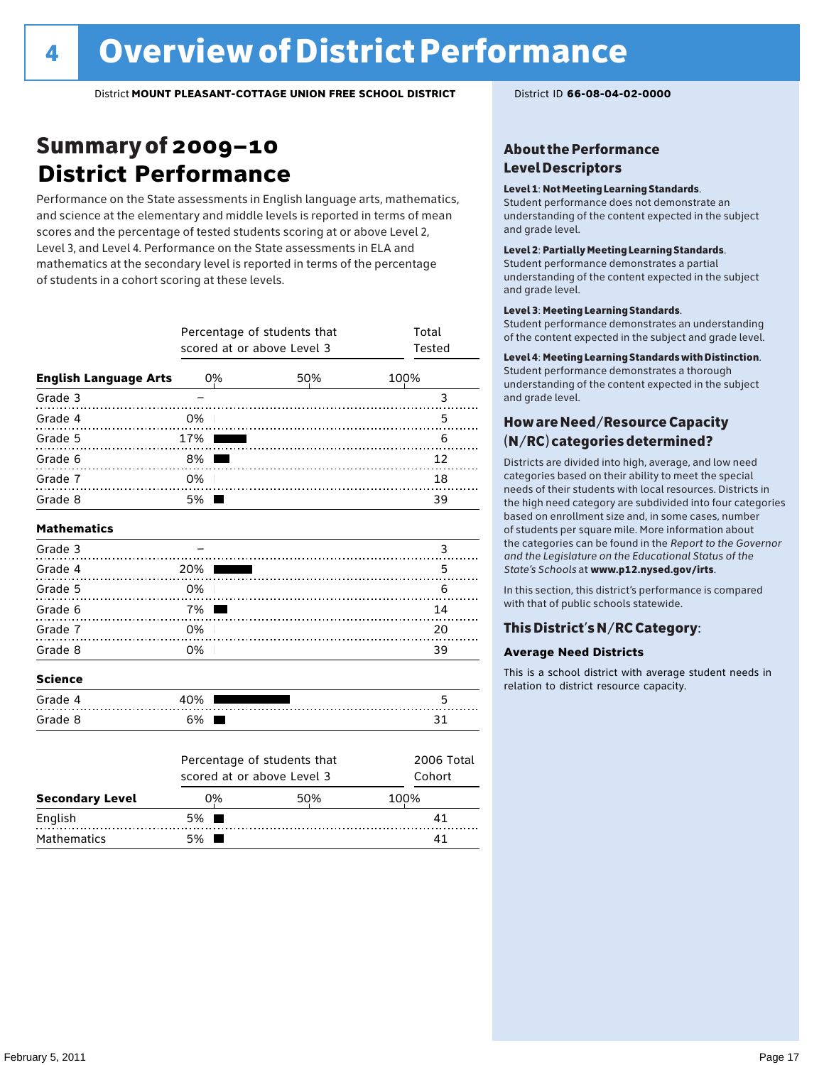# 4 Overview of District Performance

District **MOUNT PLEASANT-COTTAGE UNION FREE SCHOOL DISTRICT**

District ID **66-08-04-02-0000**

## Summary of 2009–10 District Performance

Performance on the State assessments in English language arts, mathematics, and science at the elementary and middle levels is reported in terms of mean scores and the percentage of tested students scoring at or above Level 2, Level 3, and Level 4. Performance on the State assessments in ELA and mathematics at the secondary level is reported in terms of the percentage of students in a cohort scoring at these levels.

| | Percentage of students that scored at or above Level 3 | Total Tested |
|---|---|---|
| **English Language Arts** | | |
| Grade 3 | – | 3 |
| Grade 4 | 0% | 5 |
| Grade 5 | 17% | 6 |
| Grade 6 | 8% | 12 |
| Grade 7 | 0% | 18 |
| Grade 8 | 5% | 39 |
| **Mathematics** | | |
| Grade 3 | – | 3 |
| Grade 4 | 20% | 5 |
| Grade 5 | 0% | 6 |
| Grade 6 | 7% | 14 |
| Grade 7 | 0% | 20 |
| Grade 8 | 0% | 39 |
| **Science** | | |
| Grade 4 | 40% | 5 |
| Grade 8 | 6% | 31 |

| **Secondary Level** | Percentage of students that scored at or above Level 3 | 2006 Total Cohort |
|---|---|---|
| English | 5% | 41 |
| Mathematics | 5% | 41 |

### About the Performance Level Descriptors

**Level 1: Not Meeting Learning Standards.** Student performance does not demonstrate an understanding of the content expected in the subject and grade level.

**Level 2: Partially Meeting Learning Standards.** Student performance demonstrates a partial understanding of the content expected in the subject and grade level.

**Level 3: Meeting Learning Standards.** Student performance demonstrates an understanding of the content expected in the subject and grade level.

**Level 4: Meeting Learning Standards with Distinction.** Student performance demonstrates a thorough understanding of the content expected in the subject and grade level.

### How are Need/Resource Capacity (N/RC) categories determined?

Districts are divided into high, average, and low need categories based on their ability to meet the special needs of their students with local resources. Districts in the high need category are subdivided into four categories based on enrollment size and, in some cases, number of students per square mile. More information about the categories can be found in the *Report to the Governor and the Legislature on the Educational Status of the State's Schools* at **www.p12.nysed.gov/irts**.

In this section, this district's performance is compared with that of public schools statewide.

### This District's N/RC Category:

**Average Need Districts**

This is a school district with average student needs in relation to district resource capacity.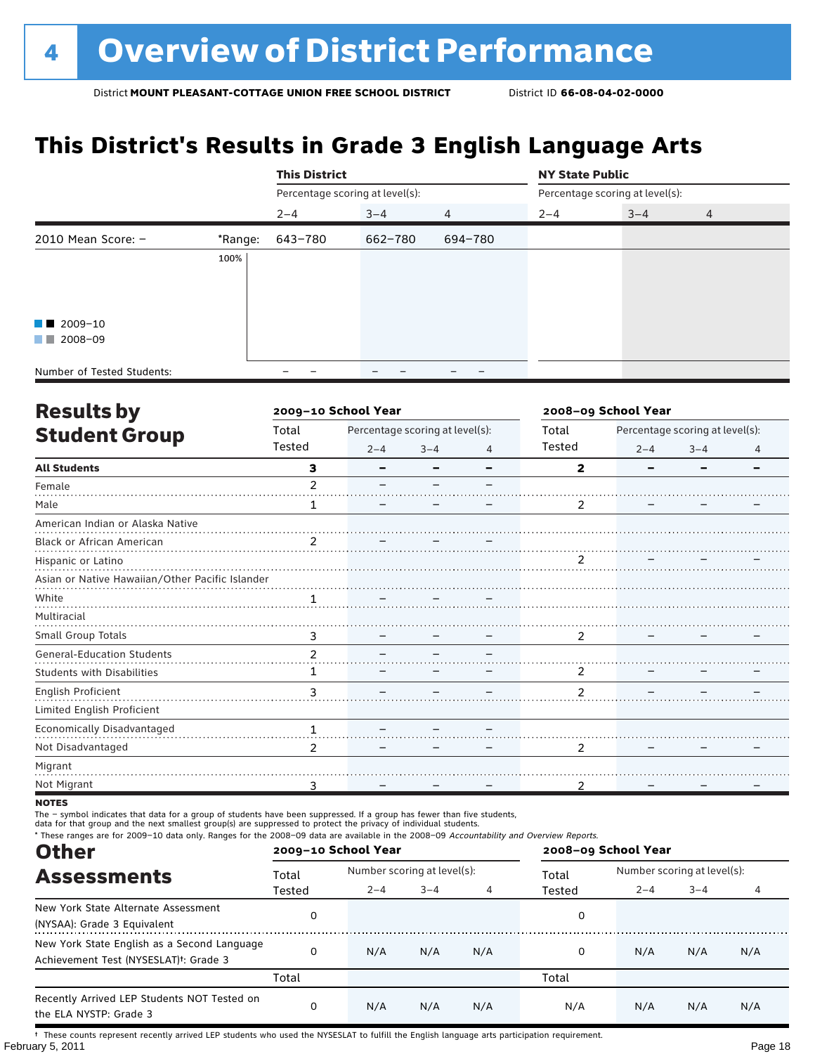# 4 Overview of District Performance

District **MOUNT PLEASANT-COTTAGE UNION FREE SCHOOL DISTRICT** District ID **66-08-04-02-0000**

## This District's Results in Grade 3 English Language Arts

| | | This District | | | NY State Public | | |
|---|---|---|---|---|---|---|---|
| | | Percentage scoring at level(s): | | | Percentage scoring at level(s): | | |
| | | 2–4 | 3–4 | 4 | 2–4 | 3–4 | 4 |
| 2010 Mean Score: – | *Range: | 643–780 | 662–780 | 694–780 | | | |
| Number of Tested Students: | | – – | – – | – – | | | |

2009–10
2008–09

## Results by Student Group

| | 2009–10 School Year | | | | 2008–09 School Year | | | |
|---|---|---|---|---|---|---|---|---|
| | Total Tested | Percentage scoring at level(s): 2–4 | 3–4 | 4 | Total Tested | Percentage scoring at level(s): 2–4 | 3–4 | 4 |
| **All Students** | 3 | – | – | – | 2 | – | – | – |
| Female | 2 | – | – | – | | | | |
| Male | 1 | – | – | – | 2 | – | – | – |
| American Indian or Alaska Native | | | | | | | | |
| Black or African American | 2 | – | – | – | | | | |
| Hispanic or Latino | | | | | 2 | – | – | – |
| Asian or Native Hawaiian/Other Pacific Islander | | | | | | | | |
| White | 1 | – | – | – | | | | |
| Multiracial | | | | | | | | |
| Small Group Totals | 3 | – | – | – | 2 | – | – | – |
| General-Education Students | 2 | – | – | – | | | | |
| Students with Disabilities | 1 | – | – | – | 2 | – | – | – |
| English Proficient | 3 | – | – | – | 2 | – | – | – |
| Limited English Proficient | | | | | | | | |
| Economically Disadvantaged | 1 | – | – | – | | | | |
| Not Disadvantaged | 2 | – | – | – | 2 | – | – | – |
| Migrant | | | | | | | | |
| Not Migrant | 3 | – | – | – | 2 | – | – | – |

**NOTES**

The – symbol indicates that data for a group of students have been suppressed. If a group has fewer than five students, data for that group and the next smallest group(s) are suppressed to protect the privacy of individual students.

* These ranges are for 2009–10 data only. Ranges for the 2008–09 data are available in the 2008–09 *Accountability and Overview Reports*.

## Other Assessments

| | 2009–10 School Year | | | | 2008–09 School Year | | | |
|---|---|---|---|---|---|---|---|---|
| | Total Tested | Number scoring at level(s): 2–4 | 3–4 | 4 | Total Tested | Number scoring at level(s): 2–4 | 3–4 | 4 |
| New York State Alternate Assessment (NYSAA): Grade 3 Equivalent | 0 | | | | 0 | | | |
| New York State English as a Second Language Achievement Test (NYSESLAT)†: Grade 3 | 0 | N/A | N/A | N/A | 0 | N/A | N/A | N/A |
| | Total | | | | Total | | | |
| Recently Arrived LEP Students NOT Tested on the ELA NYSTP: Grade 3 | 0 | N/A | N/A | N/A | N/A | N/A | N/A | N/A |

† These counts represent recently arrived LEP students who used the NYSESLAT to fulfill the English language arts participation requirement.

February 5, 2011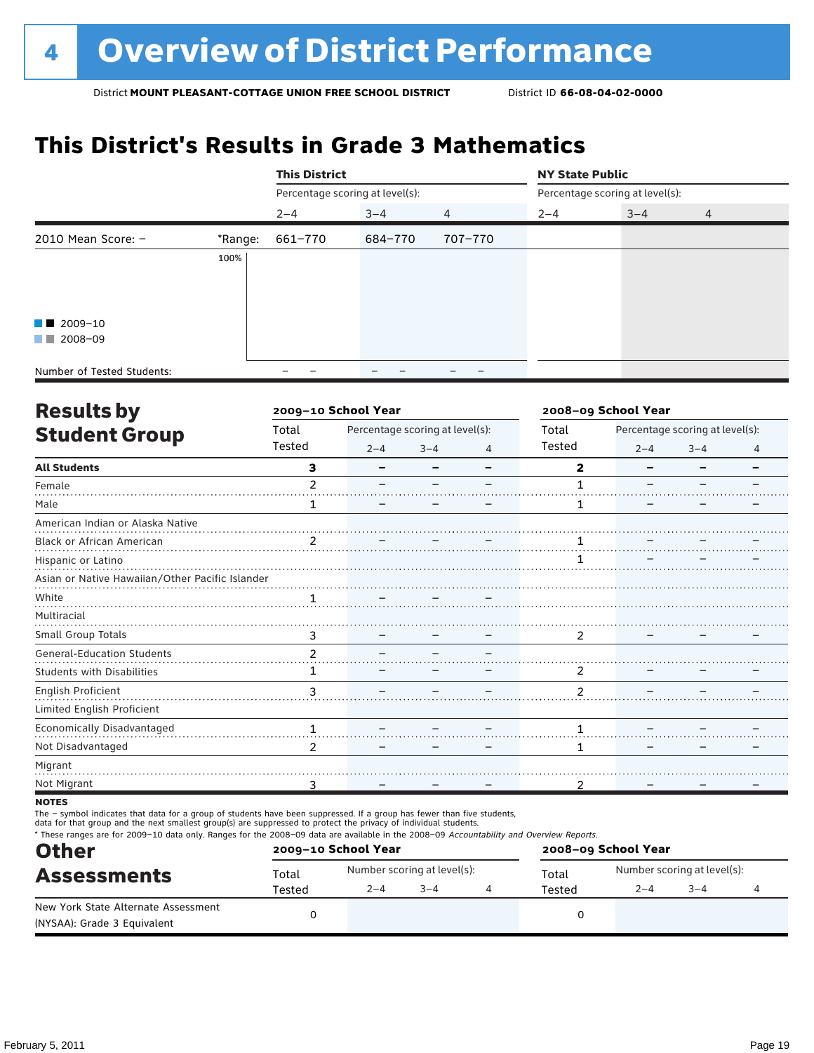# 4 Overview of District Performance

District **MOUNT PLEASANT-COTTAGE UNION FREE SCHOOL DISTRICT** District ID **66-08-04-02-0000**

## This District's Results in Grade 3 Mathematics

| | | This District | | | NY State Public | | |
|---|---|---|---|---|---|---|---|
| | | Percentage scoring at level(s): | | | Percentage scoring at level(s): | | |
| | | 2–4 | 3–4 | 4 | 2–4 | 3–4 | 4 |
| 2010 Mean Score: – | *Range: | 661–770 | 684–770 | 707–770 | | | |
| Number of Tested Students: | | – – | – – | – – | | | |

2009–10
2008–09

## Results by Student Group

| | 2009–10 School Year | | | | 2008–09 School Year | | | |
|---|---|---|---|---|---|---|---|---|
| | Total Tested | Percentage scoring at level(s): 2–4 | 3–4 | 4 | Total Tested | Percentage scoring at level(s): 2–4 | 3–4 | 4 |
| **All Students** | **3** | **–** | **–** | **–** | **2** | **–** | **–** | **–** |
| Female | 2 | – | – | – | 1 | – | – | – |
| Male | 1 | – | – | – | 1 | – | – | – |
| American Indian or Alaska Native | | | | | | | | |
| Black or African American | 2 | – | – | – | 1 | – | – | – |
| Hispanic or Latino | | | | | 1 | – | – | – |
| Asian or Native Hawaiian/Other Pacific Islander | | | | | | | | |
| White | 1 | – | – | – | | | | |
| Multiracial | | | | | | | | |
| Small Group Totals | 3 | – | – | – | 2 | – | – | – |
| General-Education Students | 2 | – | – | – | | | | |
| Students with Disabilities | 1 | – | – | – | 2 | – | – | – |
| English Proficient | 3 | – | – | – | 2 | – | – | – |
| Limited English Proficient | | | | | | | | |
| Economically Disadvantaged | 1 | – | – | – | 1 | – | – | – |
| Not Disadvantaged | 2 | – | – | – | 1 | – | – | – |
| Migrant | | | | | | | | |
| Not Migrant | 3 | – | – | – | 2 | – | – | – |

**NOTES**

The – symbol indicates that data for a group of students have been suppressed. If a group has fewer than five students, data for that group and the next smallest group(s) are suppressed to protect the privacy of individual students.

\* These ranges are for 2009–10 data only. Ranges for the 2008–09 data are available in the 2008–09 *Accountability and Overview Reports.*

## Other Assessments

| | 2009–10 School Year | | | | 2008–09 School Year | | | |
|---|---|---|---|---|---|---|---|---|
| | Total Tested | Number scoring at level(s): 2–4 | 3–4 | 4 | Total Tested | Number scoring at level(s): 2–4 | 3–4 | 4 |
| New York State Alternate Assessment (NYSAA): Grade 3 Equivalent | 0 | | | | 0 | | | |

February 5, 2011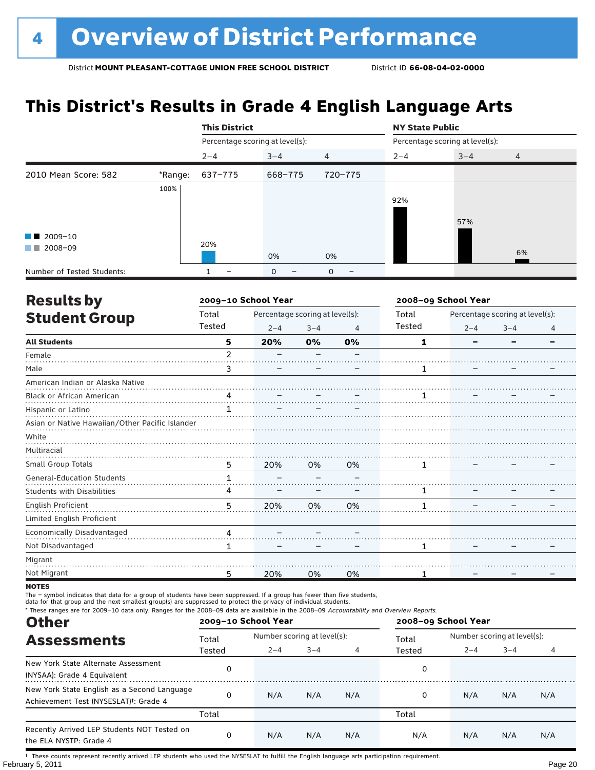# 4 Overview of District Performance

District **MOUNT PLEASANT-COTTAGE UNION FREE SCHOOL DISTRICT** District ID **66-08-04-02-0000**

## This District's Results in Grade 4 English Language Arts

| | | This District | | | NY State Public | | |
|---|---|---|---|---|---|---|---|
| | | Percentage scoring at level(s): | | | Percentage scoring at level(s): | | |
| | | 2–4 | 3–4 | 4 | 2–4 | 3–4 | 4 |
| 2010 Mean Score: 582 | *Range: | 637–775 | 668–775 | 720–775 | | | |
| 2009–10 | | 20% | 0% | 0% | 92% | 57% | 6% |
| Number of Tested Students: | | 1 – | 0 – | 0 – | | | |

Legend: 2009–10; 2008–09

## Results by Student Group

| | 2009–10 School Year | | | | 2008–09 School Year | | | |
|---|---|---|---|---|---|---|---|---|
| | Total Tested | Percentage scoring at level(s): 2–4 | 3–4 | 4 | Total Tested | Percentage scoring at level(s): 2–4 | 3–4 | 4 |
| **All Students** | 5 | **20%** | **0%** | **0%** | 1 | – | – | – |
| Female | 2 | – | – | – | | | | |
| Male | 3 | – | – | – | 1 | – | – | – |
| American Indian or Alaska Native | | | | | | | | |
| Black or African American | 4 | – | – | – | 1 | – | – | – |
| Hispanic or Latino | 1 | – | – | – | | | | |
| Asian or Native Hawaiian/Other Pacific Islander | | | | | | | | |
| White | | | | | | | | |
| Multiracial | | | | | | | | |
| Small Group Totals | 5 | 20% | 0% | 0% | 1 | – | – | – |
| General-Education Students | 1 | – | – | – | | | | |
| Students with Disabilities | 4 | – | – | – | 1 | – | – | – |
| English Proficient | 5 | 20% | 0% | 0% | 1 | – | – | – |
| Limited English Proficient | | | | | | | | |
| Economically Disadvantaged | 4 | – | – | – | | | | |
| Not Disadvantaged | 1 | – | – | – | 1 | – | – | – |
| Migrant | | | | | | | | |
| Not Migrant | 5 | 20% | 0% | 0% | 1 | – | – | – |

**NOTES**

The – symbol indicates that data for a group of students have been suppressed. If a group has fewer than five students, data for that group and the next smallest group(s) are suppressed to protect the privacy of individual students.

* These ranges are for 2009–10 data only. Ranges for the 2008–09 data are available in the 2008–09 *Accountability and Overview Reports.*

## Other Assessments

| | 2009–10 School Year | | | | 2008–09 School Year | | | |
|---|---|---|---|---|---|---|---|---|
| | Total Tested | Number scoring at level(s): 2–4 | 3–4 | 4 | Total Tested | Number scoring at level(s): 2–4 | 3–4 | 4 |
| New York State Alternate Assessment (NYSAA): Grade 4 Equivalent | 0 | | | | 0 | | | |
| New York State English as a Second Language Achievement Test (NYSESLAT)†: Grade 4 | 0 | N/A | N/A | N/A | 0 | N/A | N/A | N/A |
| | Total | | | | Total | | | |
| Recently Arrived LEP Students NOT Tested on the ELA NYSTP: Grade 4 | 0 | N/A | N/A | N/A | N/A | N/A | N/A | N/A |

† These counts represent recently arrived LEP students who used the NYSESLAT to fulfill the English language arts participation requirement.

February 5, 2011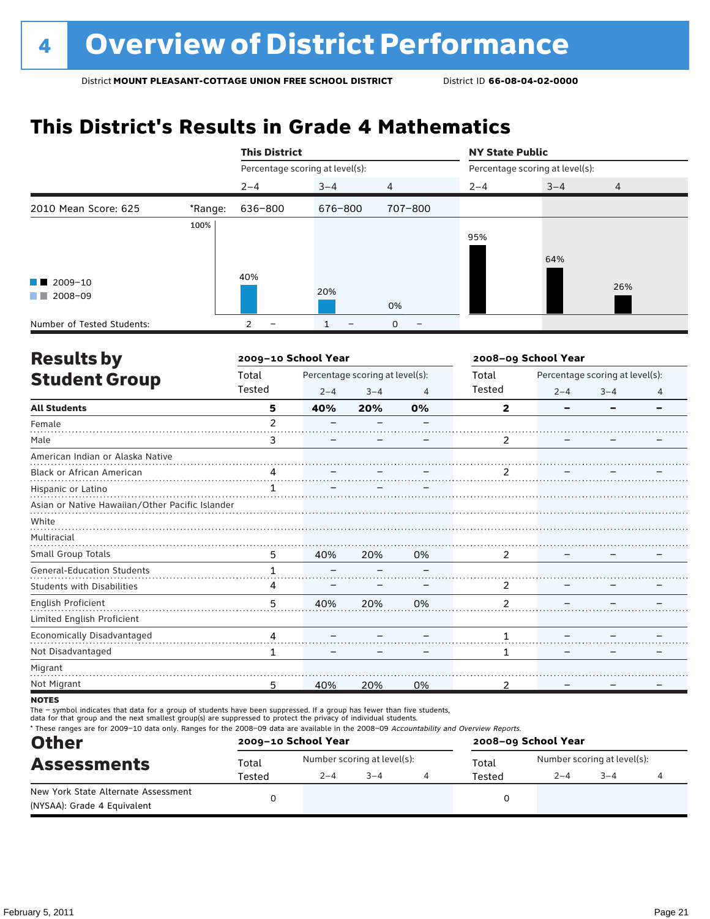# 4 Overview of District Performance

District **MOUNT PLEASANT-COTTAGE UNION FREE SCHOOL DISTRICT** District ID **66-08-04-02-0000**

## This District's Results in Grade 4 Mathematics

| | | This District | | | NY State Public | | |
|---|---|---|---|---|---|---|---|
| | | Percentage scoring at level(s): | | | Percentage scoring at level(s): | | |
| | | 2–4 | 3–4 | 4 | 2–4 | 3–4 | 4 |
| 2010 Mean Score: 625 | *Range: | 636–800 | 676–800 | 707–800 | | | |
| 2009–10 | | 40% | 20% | 0% | 95% | 64% | 26% |
| 2008–09 | | – | – | – | | | |
| Number of Tested Students: | | 2 – | 1 – | 0 – | | | |

## Results by Student Group

| | 2009–10 School Year | | | | 2008–09 School Year | | | |
|---|---|---|---|---|---|---|---|---|
| | Total Tested | Percentage scoring at level(s): 2–4 | 3–4 | 4 | Total Tested | Percentage scoring at level(s): 2–4 | 3–4 | 4 |
| **All Students** | **5** | **40%** | **20%** | **0%** | **2** | **–** | **–** | **–** |
| Female | 2 | – | – | – | | | | |
| Male | 3 | – | – | – | 2 | – | – | – |
| American Indian or Alaska Native | | | | | | | | |
| Black or African American | 4 | – | – | – | 2 | – | – | – |
| Hispanic or Latino | 1 | – | – | – | | | | |
| Asian or Native Hawaiian/Other Pacific Islander | | | | | | | | |
| White | | | | | | | | |
| Multiracial | | | | | | | | |
| Small Group Totals | 5 | 40% | 20% | 0% | 2 | – | – | – |
| General-Education Students | 1 | – | – | – | | | | |
| Students with Disabilities | 4 | – | – | – | 2 | – | – | – |
| English Proficient | 5 | 40% | 20% | 0% | 2 | – | – | – |
| Limited English Proficient | | | | | | | | |
| Economically Disadvantaged | 4 | – | – | – | 1 | – | – | – |
| Not Disadvantaged | 1 | – | – | – | 1 | – | – | – |
| Migrant | | | | | | | | |
| Not Migrant | 5 | 40% | 20% | 0% | 2 | – | – | – |

**NOTES**

The – symbol indicates that data for a group of students have been suppressed. If a group has fewer than five students, data for that group and the next smallest group(s) are suppressed to protect the privacy of individual students.

* These ranges are for 2009–10 data only. Ranges for the 2008–09 data are available in the 2008–09 *Accountability and Overview Reports.*

## Other Assessments

| | 2009–10 School Year | | | | 2008–09 School Year | | | |
|---|---|---|---|---|---|---|---|---|
| | Total Tested | Number scoring at level(s): 2–4 | 3–4 | 4 | Total Tested | Number scoring at level(s): 2–4 | 3–4 | 4 |
| New York State Alternate Assessment (NYSAA): Grade 4 Equivalent | 0 | | | | 0 | | | |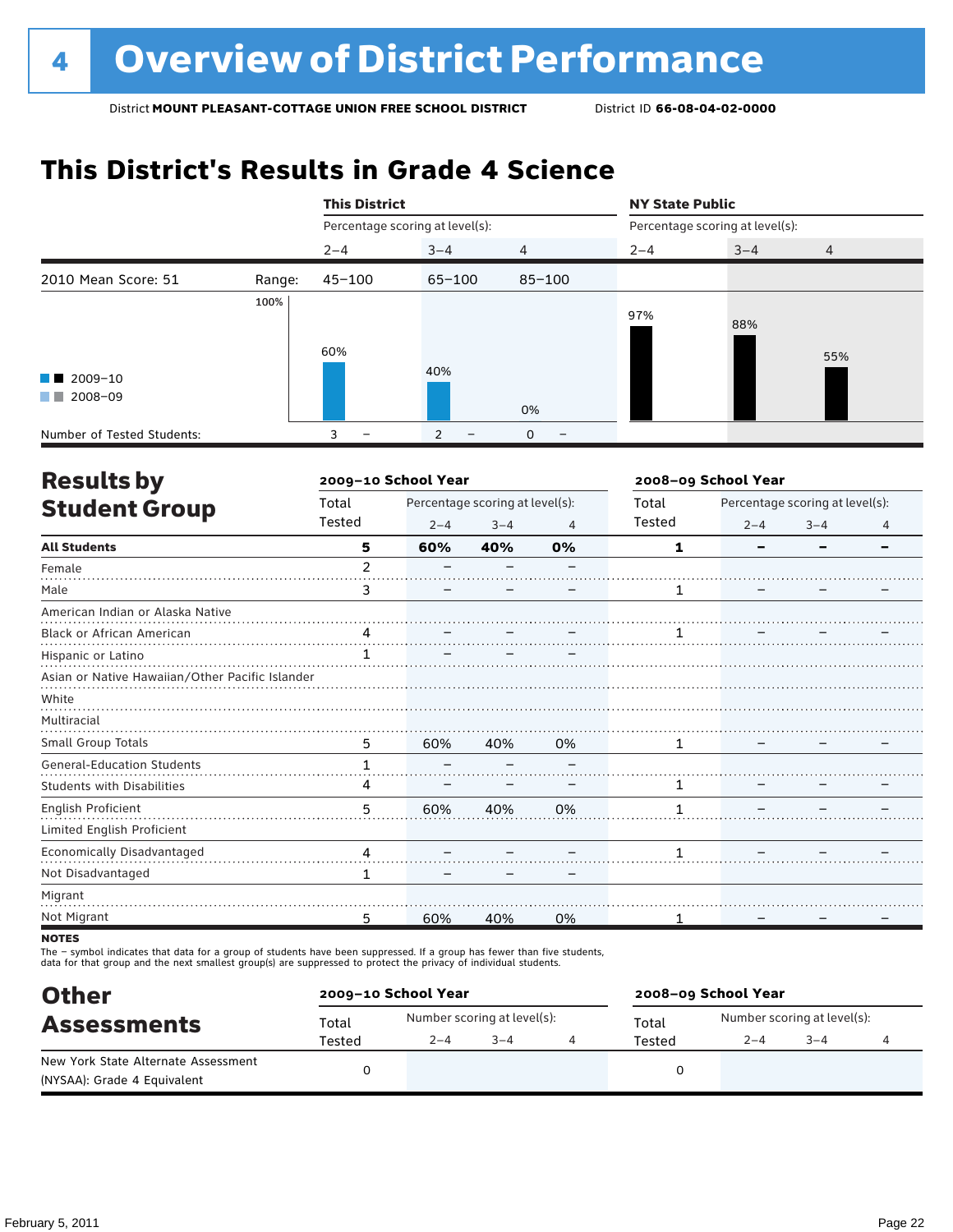# 4 Overview of District Performance

District **MOUNT PLEASANT-COTTAGE UNION FREE SCHOOL DISTRICT** District ID **66-08-04-02-0000**

## This District's Results in Grade 4 Science

| | | This District | | | NY State Public | | |
|---|---|---|---|---|---|---|---|
| | | Percentage scoring at level(s): | | | Percentage scoring at level(s): | | |
| | | 2–4 | 3–4 | 4 | 2–4 | 3–4 | 4 |
| 2010 Mean Score: 51 | Range: | 45–100 | 65–100 | 85–100 | | | |
| 2009–10 | | 60% | 40% | 0% | 97% | 88% | 55% |
| 2008–09 | | – | – | – | | | |
| Number of Tested Students: | | 3 – | 2 – | 0 – | | | |

## Results by Student Group

| | 2009–10 School Year | | | | 2008–09 School Year | | | |
|---|---|---|---|---|---|---|---|---|
| | Total Tested | Percentage scoring at level(s): 2–4 | 3–4 | 4 | Total Tested | Percentage scoring at level(s): 2–4 | 3–4 | 4 |
| **All Students** | **5** | **60%** | **40%** | **0%** | **1** | **–** | **–** | **–** |
| Female | 2 | – | – | – | | | | |
| Male | 3 | – | – | – | 1 | – | – | – |
| American Indian or Alaska Native | | | | | | | | |
| Black or African American | 4 | – | – | – | 1 | – | – | – |
| Hispanic or Latino | 1 | – | – | – | | | | |
| Asian or Native Hawaiian/Other Pacific Islander | | | | | | | | |
| White | | | | | | | | |
| Multiracial | | | | | | | | |
| Small Group Totals | 5 | 60% | 40% | 0% | 1 | – | – | – |
| General-Education Students | 1 | – | – | – | | | | |
| Students with Disabilities | 4 | – | – | – | 1 | – | – | – |
| English Proficient | 5 | 60% | 40% | 0% | 1 | – | – | – |
| Limited English Proficient | | | | | | | | |
| Economically Disadvantaged | 4 | – | – | – | 1 | – | – | – |
| Not Disadvantaged | 1 | – | – | – | | | | |
| Migrant | | | | | | | | |
| Not Migrant | 5 | 60% | 40% | 0% | 1 | – | – | – |

**NOTES**

The – symbol indicates that data for a group of students have been suppressed. If a group has fewer than five students, data for that group and the next smallest group(s) are suppressed to protect the privacy of individual students.

## Other Assessments

| | 2009–10 School Year | | | | 2008–09 School Year | | | |
|---|---|---|---|---|---|---|---|---|
| | Total Tested | Number scoring at level(s): 2–4 | 3–4 | 4 | Total Tested | Number scoring at level(s): 2–4 | 3–4 | 4 |
| New York State Alternate Assessment (NYSAA): Grade 4 Equivalent | 0 | | | | 0 | | | |

February 5, 2011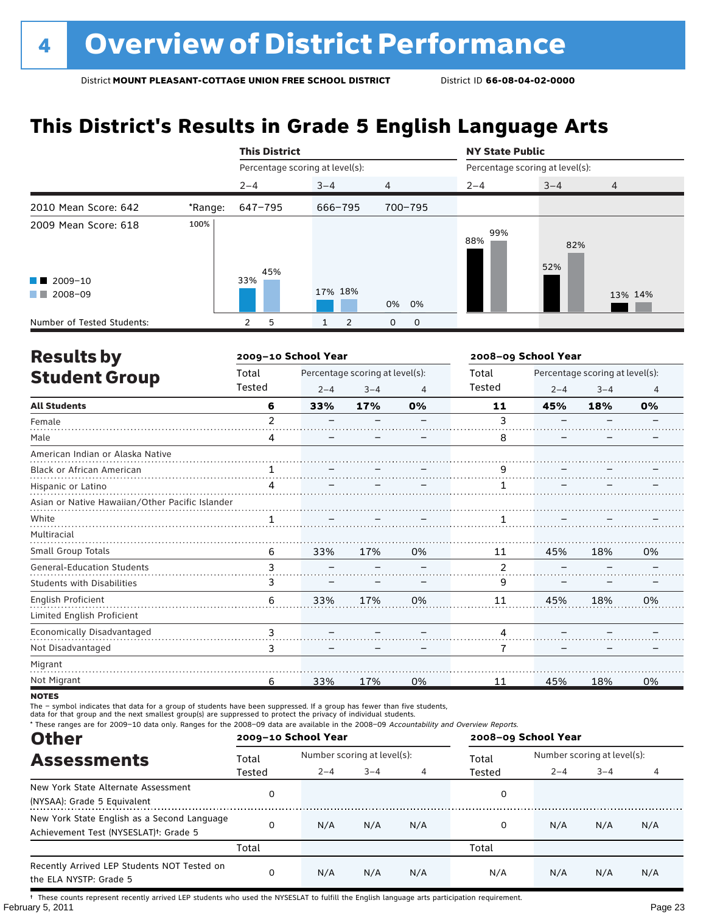# 4 Overview of District Performance

District **MOUNT PLEASANT-COTTAGE UNION FREE SCHOOL DISTRICT** District ID **66-08-04-02-0000**

## This District's Results in Grade 5 English Language Arts

| | | This District | | | NY State Public | | |
|---|---|---|---|---|---|---|---|
| | | Percentage scoring at level(s): | | | Percentage scoring at level(s): | | |
| | | 2–4 | 3–4 | 4 | 2–4 | 3–4 | 4 |
| 2010 Mean Score: 642 | *Range: | 647–795 | 666–795 | 700–795 | | | |
| 2009 Mean Score: 618 | | | | | | | |
| 2009–10 | | 33% | 17% | 0% | 88% | 52% | 13% |
| 2008–09 | | 45% | 18% | 0% | 99% | 82% | 14% |
| Number of Tested Students: 2009–10 | | 2 | 1 | 0 | | | |
| Number of Tested Students: 2008–09 | | 5 | 2 | 0 | | | |

## Results by Student Group

| | 2009–10 School Year | | | | 2008–09 School Year | | | |
|---|---|---|---|---|---|---|---|---|
| | Total Tested | Percentage scoring at level(s): 2–4 | 3–4 | 4 | Total Tested | Percentage scoring at level(s): 2–4 | 3–4 | 4 |
| **All Students** | **6** | **33%** | **17%** | **0%** | **11** | **45%** | **18%** | **0%** |
| Female | 2 | – | – | – | 3 | – | – | – |
| Male | 4 | – | – | – | 8 | – | – | – |
| American Indian or Alaska Native | | | | | | | | |
| Black or African American | 1 | – | – | – | 9 | – | – | – |
| Hispanic or Latino | 4 | – | – | – | 1 | – | – | – |
| Asian or Native Hawaiian/Other Pacific Islander | | | | | | | | |
| White | 1 | – | – | – | 1 | – | – | – |
| Multiracial | | | | | | | | |
| Small Group Totals | 6 | 33% | 17% | 0% | 11 | 45% | 18% | 0% |
| General-Education Students | 3 | – | – | – | 2 | – | – | – |
| Students with Disabilities | 3 | – | – | – | 9 | – | – | – |
| English Proficient | 6 | 33% | 17% | 0% | 11 | 45% | 18% | 0% |
| Limited English Proficient | | | | | | | | |
| Economically Disadvantaged | 3 | – | – | – | 4 | – | – | – |
| Not Disadvantaged | 3 | – | – | – | 7 | – | – | – |
| Migrant | | | | | | | | |
| Not Migrant | 6 | 33% | 17% | 0% | 11 | 45% | 18% | 0% |

**NOTES**

The – symbol indicates that data for a group of students have been suppressed. If a group has fewer than five students, data for that group and the next smallest group(s) are suppressed to protect the privacy of individual students.

\* These ranges are for 2009–10 data only. Ranges for the 2008–09 data are available in the 2008–09 *Accountability and Overview Reports*.

## Other Assessments

| | 2009–10 School Year | | | | 2008–09 School Year | | | |
|---|---|---|---|---|---|---|---|---|
| | Total Tested | Number scoring at level(s): 2–4 | 3–4 | 4 | Total Tested | Number scoring at level(s): 2–4 | 3–4 | 4 |
| New York State Alternate Assessment (NYSAA): Grade 5 Equivalent | 0 | | | | 0 | | | |
| New York State English as a Second Language Achievement Test (NYSESLAT)†: Grade 5 | 0 | N/A | N/A | N/A | 0 | N/A | N/A | N/A |
| | Total | | | | Total | | | |
| Recently Arrived LEP Students NOT Tested on the ELA NYSTP: Grade 5 | 0 | N/A | N/A | N/A | N/A | N/A | N/A | N/A |

† These counts represent recently arrived LEP students who used the NYSESLAT to fulfill the English language arts participation requirement.

February 5, 2011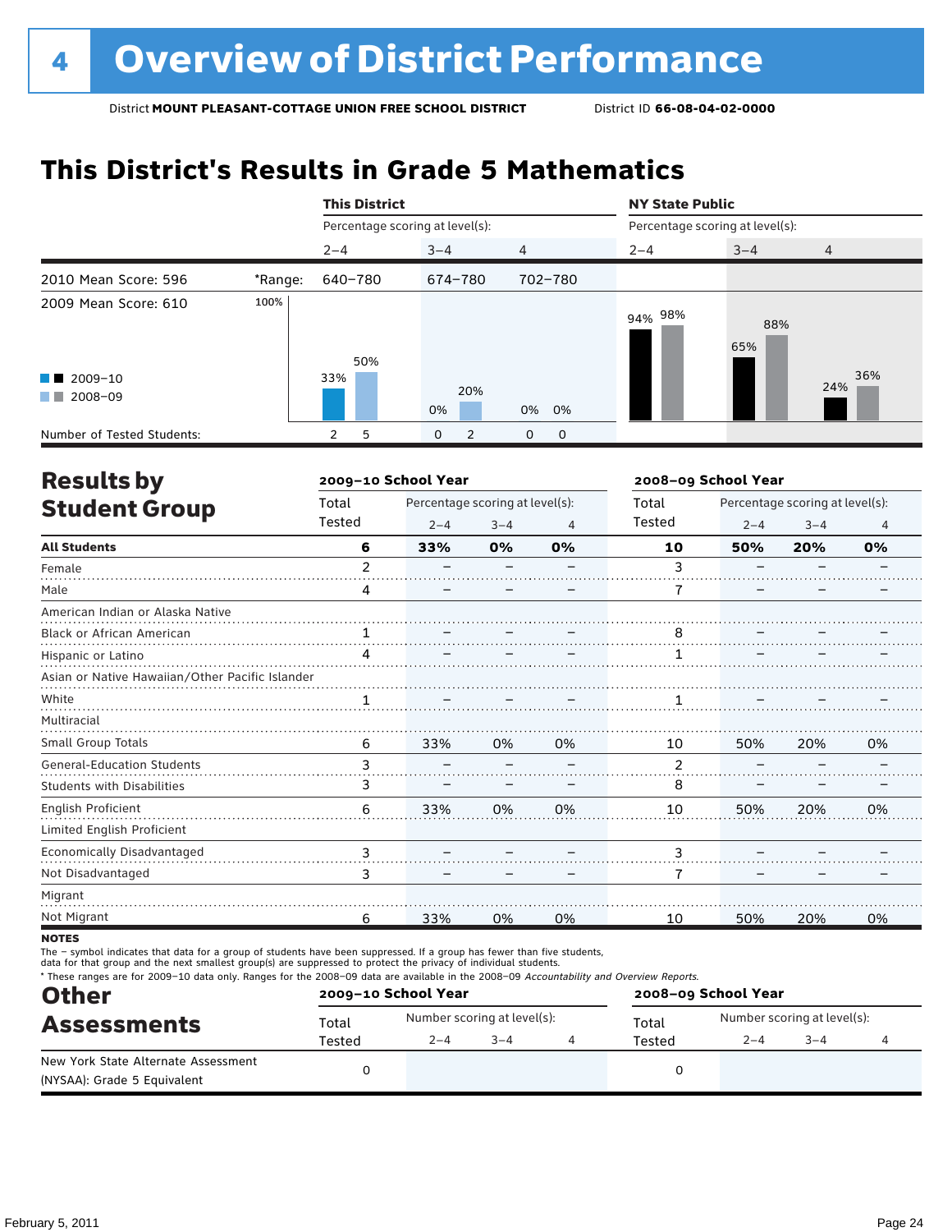# 4 Overview of District Performance

District **MOUNT PLEASANT-COTTAGE UNION FREE SCHOOL DISTRICT** District ID **66-08-04-02-0000**

## This District's Results in Grade 5 Mathematics

| | | This District | | | NY State Public | | |
|---|---|---|---|---|---|---|---|
| | | Percentage scoring at level(s): | | | Percentage scoring at level(s): | | |
| | | 2–4 | 3–4 | 4 | 2–4 | 3–4 | 4 |
| 2010 Mean Score: 596 | *Range: | 640–780 | 674–780 | 702–780 | | | |
| 2009 Mean Score: 610 | | | | | | | |
| 2009–10 | | 33% | 0% | 0% | 94% | 65% | 24% |
| 2008–09 | | 50% | 20% | 0% | 98% | 88% | 36% |
| Number of Tested Students: 2009–10 | | 2 | 0 | 0 | | | |
| Number of Tested Students: 2008–09 | | 5 | 2 | 0 | | | |

## Results by Student Group

| | 2009–10 School Year | | | | 2008–09 School Year | | | |
|---|---|---|---|---|---|---|---|---|
| | Total Tested | Percentage scoring at level(s): 2–4 | 3–4 | 4 | Total Tested | Percentage scoring at level(s): 2–4 | 3–4 | 4 |
| **All Students** | **6** | **33%** | **0%** | **0%** | **10** | **50%** | **20%** | **0%** |
| Female | 2 | – | – | – | 3 | – | – | – |
| Male | 4 | – | – | – | 7 | – | – | – |
| American Indian or Alaska Native | | | | | | | | |
| Black or African American | 1 | – | – | – | 8 | – | – | – |
| Hispanic or Latino | 4 | – | – | – | 1 | – | – | – |
| Asian or Native Hawaiian/Other Pacific Islander | | | | | | | | |
| White | 1 | – | – | – | 1 | – | – | – |
| Multiracial | | | | | | | | |
| Small Group Totals | 6 | 33% | 0% | 0% | 10 | 50% | 20% | 0% |
| General-Education Students | 3 | – | – | – | 2 | – | – | – |
| Students with Disabilities | 3 | – | – | – | 8 | – | – | – |
| English Proficient | 6 | 33% | 0% | 0% | 10 | 50% | 20% | 0% |
| Limited English Proficient | | | | | | | | |
| Economically Disadvantaged | 3 | – | – | – | 3 | – | – | – |
| Not Disadvantaged | 3 | – | – | – | 7 | – | – | – |
| Migrant | | | | | | | | |
| Not Migrant | 6 | 33% | 0% | 0% | 10 | 50% | 20% | 0% |

**NOTES**

The – symbol indicates that data for a group of students have been suppressed. If a group has fewer than five students, data for that group and the next smallest group(s) are suppressed to protect the privacy of individual students.

* These ranges are for 2009–10 data only. Ranges for the 2008–09 data are available in the 2008–09 *Accountability and Overview Reports*.

## Other Assessments

| | 2009–10 School Year | | | | 2008–09 School Year | | | |
|---|---|---|---|---|---|---|---|---|
| | Total Tested | Number scoring at level(s): 2–4 | 3–4 | 4 | Total Tested | Number scoring at level(s): 2–4 | 3–4 | 4 |
| New York State Alternate Assessment (NYSAA): Grade 5 Equivalent | 0 | | | | 0 | | | |

February 5, 2011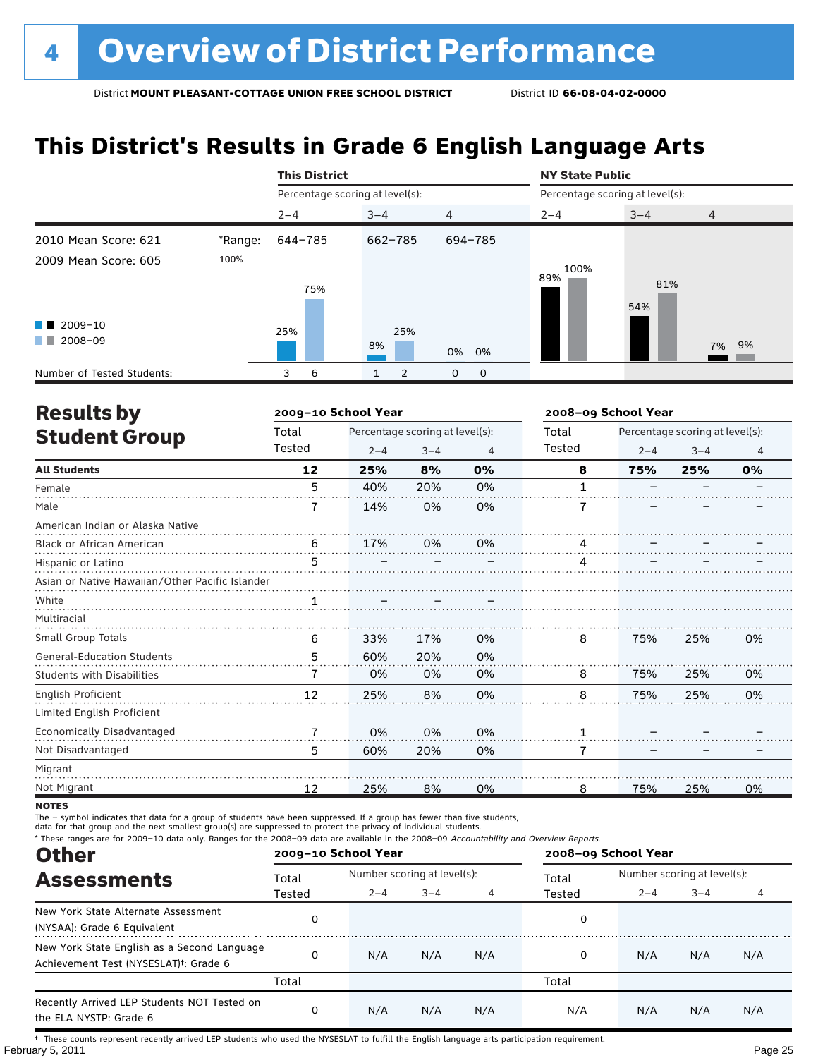# 4 Overview of District Performance

District **MOUNT PLEASANT-COTTAGE UNION FREE SCHOOL DISTRICT** District ID **66-08-04-02-0000**

## This District's Results in Grade 6 English Language Arts

| | | This District | | | NY State Public | | |
|---|---|---|---|---|---|---|---|
| | | Percentage scoring at level(s): | | | Percentage scoring at level(s): | | |
| | | 2–4 | 3–4 | 4 | 2–4 | 3–4 | 4 |
| 2010 Mean Score: 621 | *Range: | 644–785 | 662–785 | 694–785 | | | |
| 2009 Mean Score: 605 | | | | | | | |
| 2009–10 | | 25% | 8% | 0% | 89% | 54% | 7% |
| 2008–09 | | 75% | 25% | 0% | 100% | 81% | 9% |
| Number of Tested Students: (2009–10 / 2008–09) | | 3 / 6 | 1 / 2 | 0 / 0 | | | |

## Results by Student Group

| | 2009–10 School Year | | | | 2008–09 School Year | | | |
|---|---|---|---|---|---|---|---|---|
| | Total Tested | Percentage scoring at level(s): 2–4 | 3–4 | 4 | Total Tested | Percentage scoring at level(s): 2–4 | 3–4 | 4 |
| **All Students** | **12** | **25%** | **8%** | **0%** | **8** | **75%** | **25%** | **0%** |
| Female | 5 | 40% | 20% | 0% | 1 | – | – | – |
| Male | 7 | 14% | 0% | 0% | 7 | – | – | – |
| American Indian or Alaska Native | | | | | | | | |
| Black or African American | 6 | 17% | 0% | 0% | 4 | – | – | – |
| Hispanic or Latino | 5 | – | – | – | 4 | – | – | – |
| Asian or Native Hawaiian/Other Pacific Islander | | | | | | | | |
| White | 1 | – | – | – | | | | |
| Multiracial | | | | | | | | |
| Small Group Totals | 6 | 33% | 17% | 0% | 8 | 75% | 25% | 0% |
| General-Education Students | 5 | 60% | 20% | 0% | | | | |
| Students with Disabilities | 7 | 0% | 0% | 0% | 8 | 75% | 25% | 0% |
| English Proficient | 12 | 25% | 8% | 0% | 8 | 75% | 25% | 0% |
| Limited English Proficient | | | | | | | | |
| Economically Disadvantaged | 7 | 0% | 0% | 0% | 1 | – | – | – |
| Not Disadvantaged | 5 | 60% | 20% | 0% | 7 | – | – | – |
| Migrant | | | | | | | | |
| Not Migrant | 12 | 25% | 8% | 0% | 8 | 75% | 25% | 0% |

**NOTES**

The – symbol indicates that data for a group of students have been suppressed. If a group has fewer than five students, data for that group and the next smallest group(s) are suppressed to protect the privacy of individual students.

* These ranges are for 2009–10 data only. Ranges for the 2008–09 data are available in the 2008–09 *Accountability and Overview Reports.*

## Other Assessments

| | 2009–10 School Year | | | | 2008–09 School Year | | | |
|---|---|---|---|---|---|---|---|---|
| | Total Tested | Number scoring at level(s): 2–4 | 3–4 | 4 | Total Tested | Number scoring at level(s): 2–4 | 3–4 | 4 |
| New York State Alternate Assessment (NYSAA): Grade 6 Equivalent | 0 | | | | 0 | | | |
| New York State English as a Second Language Achievement Test (NYSESLAT)†: Grade 6 | 0 | N/A | N/A | N/A | 0 | N/A | N/A | N/A |
| | Total | | | | Total | | | |
| Recently Arrived LEP Students NOT Tested on the ELA NYSTP: Grade 6 | 0 | N/A | N/A | N/A | N/A | N/A | N/A | N/A |

† These counts represent recently arrived LEP students who used the NYSESLAT to fulfill the English language arts participation requirement.

February 5, 2011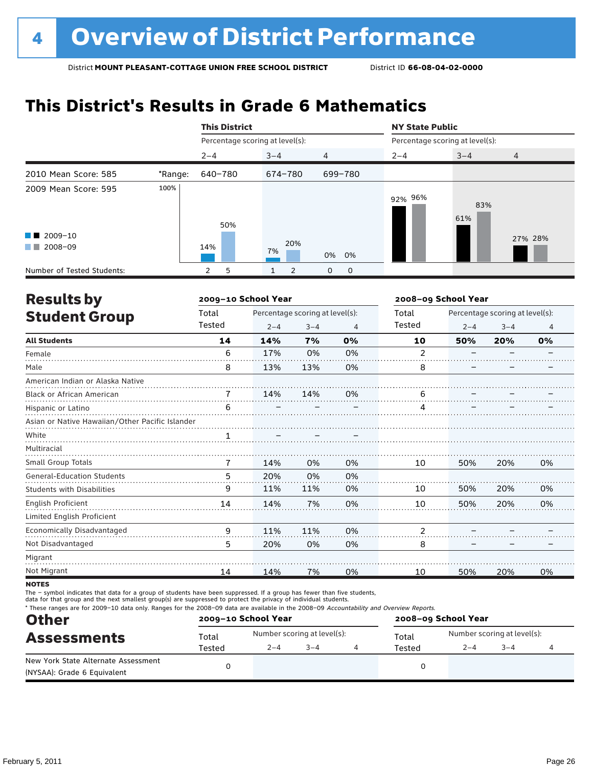# 4 Overview of District Performance

District **MOUNT PLEASANT-COTTAGE UNION FREE SCHOOL DISTRICT** District ID **66-08-04-02-0000**

## This District's Results in Grade 6 Mathematics

| | | This District | | | NY State Public | | |
|---|---|---|---|---|---|---|---|
| | | Percentage scoring at level(s): | | | Percentage scoring at level(s): | | |
| | | 2–4 | 3–4 | 4 | 2–4 | 3–4 | 4 |
| 2010 Mean Score: 585 | *Range: | 640–780 | 674–780 | 699–780 | | | |
| 2009 Mean Score: 595 | 2009–10 | 14% | 7% | 0% | 92% | 61% | 27% |
| | 2008–09 | 50% | 20% | 0% | 96% | 83% | 28% |
| Number of Tested Students: | 2009–10 | 2 | 1 | 0 | | | |
| | 2008–09 | 5 | 2 | 0 | | | |

## Results by Student Group

| | 2009–10 School Year | | | | 2008–09 School Year | | | |
|---|---|---|---|---|---|---|---|---|
| | Total Tested | Percentage scoring at level(s): 2–4 | 3–4 | 4 | Total Tested | Percentage scoring at level(s): 2–4 | 3–4 | 4 |
| **All Students** | **14** | **14%** | **7%** | **0%** | **10** | **50%** | **20%** | **0%** |
| Female | 6 | 17% | 0% | 0% | 2 | – | – | – |
| Male | 8 | 13% | 13% | 0% | 8 | – | – | – |
| American Indian or Alaska Native | | | | | | | | |
| Black or African American | 7 | 14% | 14% | 0% | 6 | – | – | – |
| Hispanic or Latino | 6 | – | – | – | 4 | – | – | – |
| Asian or Native Hawaiian/Other Pacific Islander | | | | | | | | |
| White | 1 | – | – | – | | | | |
| Multiracial | | | | | | | | |
| Small Group Totals | 7 | 14% | 0% | 0% | 10 | 50% | 20% | 0% |
| General-Education Students | 5 | 20% | 0% | 0% | | | | |
| Students with Disabilities | 9 | 11% | 11% | 0% | 10 | 50% | 20% | 0% |
| English Proficient | 14 | 14% | 7% | 0% | 10 | 50% | 20% | 0% |
| Limited English Proficient | | | | | | | | |
| Economically Disadvantaged | 9 | 11% | 11% | 0% | 2 | – | – | – |
| Not Disadvantaged | 5 | 20% | 0% | 0% | 8 | – | – | – |
| Migrant | | | | | | | | |
| Not Migrant | 14 | 14% | 7% | 0% | 10 | 50% | 20% | 0% |

**NOTES**

The – symbol indicates that data for a group of students have been suppressed. If a group has fewer than five students, data for that group and the next smallest group(s) are suppressed to protect the privacy of individual students.

\* These ranges are for 2009–10 data only. Ranges for the 2008–09 data are available in the 2008–09 *Accountability and Overview Reports.*

## Other Assessments

| | 2009–10 School Year | | | | 2008–09 School Year | | | |
|---|---|---|---|---|---|---|---|---|
| | Total Tested | Number scoring at level(s): 2–4 | 3–4 | 4 | Total Tested | Number scoring at level(s): 2–4 | 3–4 | 4 |
| New York State Alternate Assessment (NYSAA): Grade 6 Equivalent | 0 | | | | 0 | | | |

February 5, 2011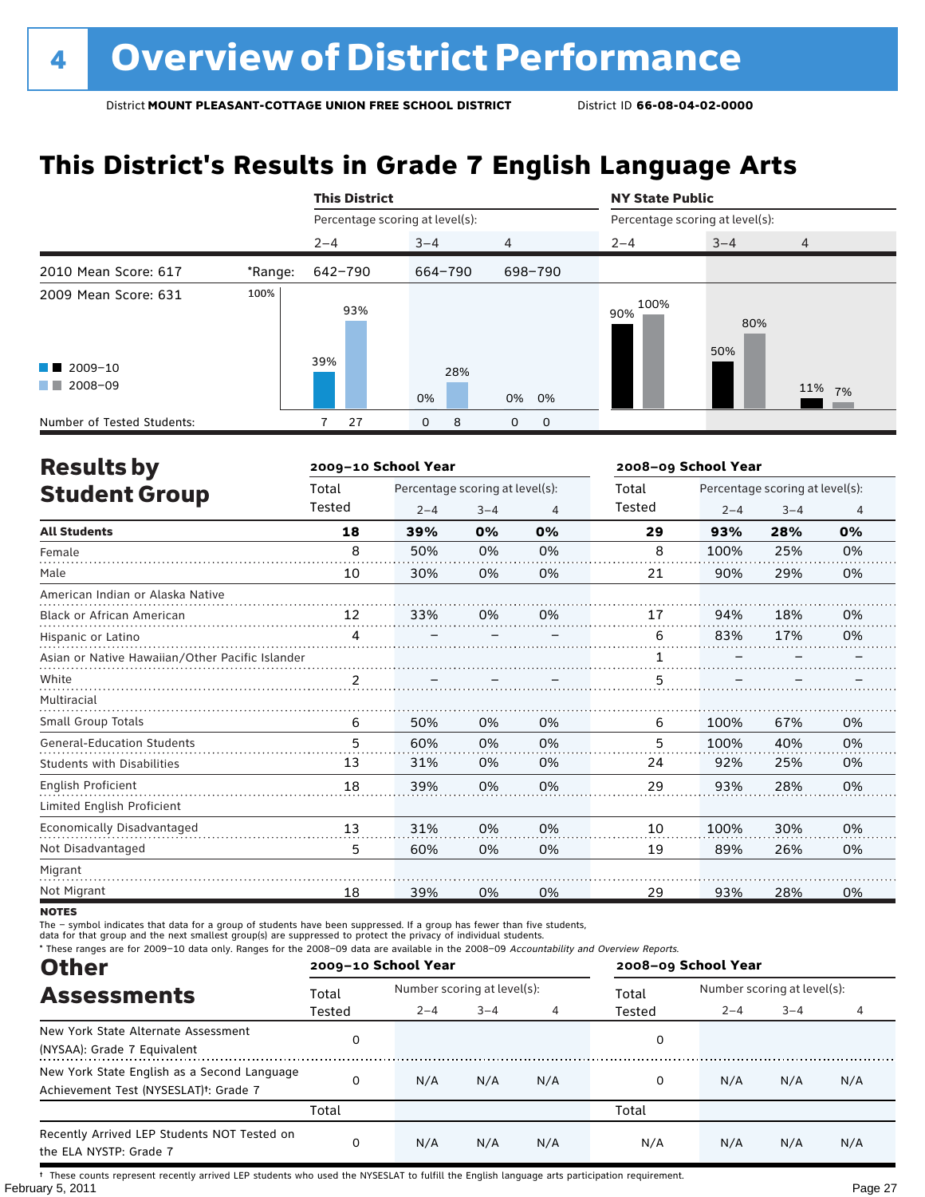# 4 Overview of District Performance

District **MOUNT PLEASANT-COTTAGE UNION FREE SCHOOL DISTRICT** District ID **66-08-04-02-0000**

## This District's Results in Grade 7 English Language Arts

| | | This District | | | NY State Public | | |
|---|---|---|---|---|---|---|---|
| | | Percentage scoring at level(s): | | | Percentage scoring at level(s): | | |
| | | 2–4 | 3–4 | 4 | 2–4 | 3–4 | 4 |
| 2010 Mean Score: 617 | *Range: | 642–790 | 664–790 | 698–790 | | | |
| 2009 Mean Score: 631 | | | | | | | |
| 2009–10 | | 39% | 0% | 0% | 90% | 50% | 11% |
| 2008–09 | | 93% | 28% | 0% | 100% | 80% | 7% |
| Number of Tested Students: | | 7 27 | 0 8 | 0 0 | | | |

## Results by Student Group

| | 2009–10 School Year | | | | 2008–09 School Year | | | |
|---|---|---|---|---|---|---|---|---|
| | Total Tested | Percentage scoring at level(s): | | | Total Tested | Percentage scoring at level(s): | | |
| | | 2–4 | 3–4 | 4 | | 2–4 | 3–4 | 4 |
| **All Students** | **18** | **39%** | **0%** | **0%** | **29** | **93%** | **28%** | **0%** |
| Female | 8 | 50% | 0% | 0% | 8 | 100% | 25% | 0% |
| Male | 10 | 30% | 0% | 0% | 21 | 90% | 29% | 0% |
| American Indian or Alaska Native | | | | | | | | |
| Black or African American | 12 | 33% | 0% | 0% | 17 | 94% | 18% | 0% |
| Hispanic or Latino | 4 | – | – | – | 6 | 83% | 17% | 0% |
| Asian or Native Hawaiian/Other Pacific Islander | | | | | 1 | – | – | – |
| White | 2 | – | – | – | 5 | – | – | – |
| Multiracial | | | | | | | | |
| Small Group Totals | 6 | 50% | 0% | 0% | 6 | 100% | 67% | 0% |
| General-Education Students | 5 | 60% | 0% | 0% | 5 | 100% | 40% | 0% |
| Students with Disabilities | 13 | 31% | 0% | 0% | 24 | 92% | 25% | 0% |
| English Proficient | 18 | 39% | 0% | 0% | 29 | 93% | 28% | 0% |
| Limited English Proficient | | | | | | | | |
| Economically Disadvantaged | 13 | 31% | 0% | 0% | 10 | 100% | 30% | 0% |
| Not Disadvantaged | 5 | 60% | 0% | 0% | 19 | 89% | 26% | 0% |
| Migrant | | | | | | | | |
| Not Migrant | 18 | 39% | 0% | 0% | 29 | 93% | 28% | 0% |

**NOTES**

The – symbol indicates that data for a group of students have been suppressed. If a group has fewer than five students, data for that group and the next smallest group(s) are suppressed to protect the privacy of individual students.

* These ranges are for 2009–10 data only. Ranges for the 2008–09 data are available in the 2008–09 *Accountability and Overview Reports*.

## Other Assessments

| | 2009–10 School Year | | | | 2008–09 School Year | | | |
|---|---|---|---|---|---|---|---|---|
| | Total Tested | Number scoring at level(s): | | | Total Tested | Number scoring at level(s): | | |
| | | 2–4 | 3–4 | 4 | | 2–4 | 3–4 | 4 |
| New York State Alternate Assessment (NYSAA): Grade 7 Equivalent | 0 | | | | 0 | | | |
| New York State English as a Second Language Achievement Test (NYSESLAT)†: Grade 7 | 0 | N/A | N/A | N/A | 0 | N/A | N/A | N/A |
| | Total | | | | Total | | | |
| Recently Arrived LEP Students NOT Tested on the ELA NYSTP: Grade 7 | 0 | N/A | N/A | N/A | N/A | N/A | N/A | N/A |

† These counts represent recently arrived LEP students who used the NYSESLAT to fulfill the English language arts participation requirement.

February 5, 2011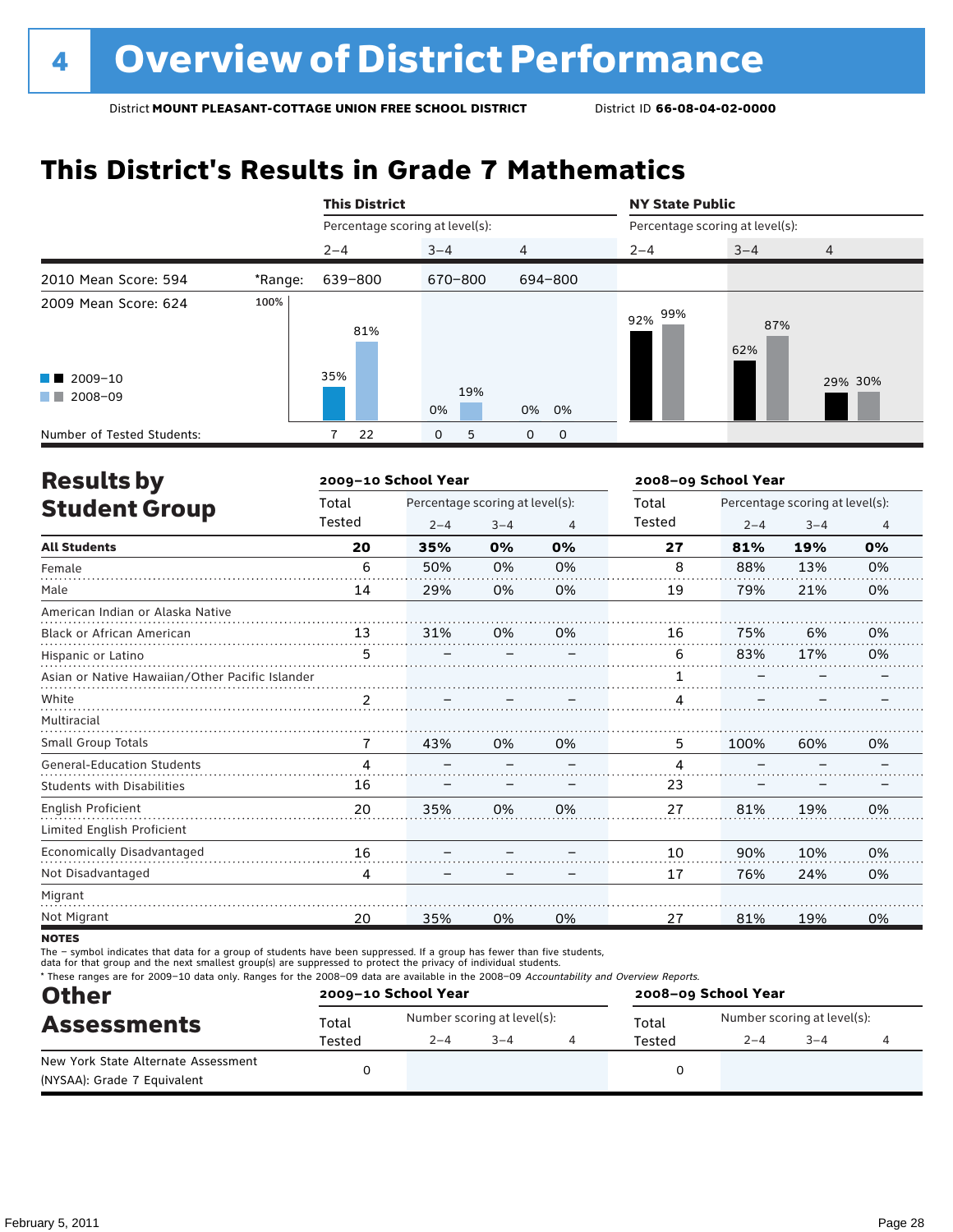# 4 Overview of District Performance

District **MOUNT PLEASANT-COTTAGE UNION FREE SCHOOL DISTRICT** District ID **66-08-04-02-0000**

## This District's Results in Grade 7 Mathematics

| | | This District | | | NY State Public | | |
|---|---|---|---|---|---|---|---|
| | | Percentage scoring at level(s): | | | Percentage scoring at level(s): | | |
| | | 2–4 | 3–4 | 4 | 2–4 | 3–4 | 4 |
| 2010 Mean Score: 594 | *Range: | 639–800 | 670–800 | 694–800 | | | |
| 2009 Mean Score: 624 | | | | | | | |
| 2009–10 | | 35% | 0% | 0% | 92% | 62% | 29% |
| 2008–09 | | 81% | 19% | 0% | 99% | 87% | 30% |
| Number of Tested Students: 2009–10 | | 7 | 0 | 0 | | | |
| Number of Tested Students: 2008–09 | | 22 | 5 | 0 | | | |

## Results by Student Group

| | 2009–10 School Year | | | | 2008–09 School Year | | | |
|---|---|---|---|---|---|---|---|---|
| | Total Tested | Percentage scoring at level(s): 2–4 | 3–4 | 4 | Total Tested | Percentage scoring at level(s): 2–4 | 3–4 | 4 |
| **All Students** | **20** | **35%** | **0%** | **0%** | **27** | **81%** | **19%** | **0%** |
| Female | 6 | 50% | 0% | 0% | 8 | 88% | 13% | 0% |
| Male | 14 | 29% | 0% | 0% | 19 | 79% | 21% | 0% |
| American Indian or Alaska Native | | | | | | | | |
| Black or African American | 13 | 31% | 0% | 0% | 16 | 75% | 6% | 0% |
| Hispanic or Latino | 5 | – | – | – | 6 | 83% | 17% | 0% |
| Asian or Native Hawaiian/Other Pacific Islander | | | | | 1 | – | – | – |
| White | 2 | – | – | – | 4 | – | – | – |
| Multiracial | | | | | | | | |
| Small Group Totals | 7 | 43% | 0% | 0% | 5 | 100% | 60% | 0% |
| General-Education Students | 4 | – | – | – | 4 | – | – | – |
| Students with Disabilities | 16 | – | – | – | 23 | – | – | – |
| English Proficient | 20 | 35% | 0% | 0% | 27 | 81% | 19% | 0% |
| Limited English Proficient | | | | | | | | |
| Economically Disadvantaged | 16 | – | – | – | 10 | 90% | 10% | 0% |
| Not Disadvantaged | 4 | – | – | – | 17 | 76% | 24% | 0% |
| Migrant | | | | | | | | |
| Not Migrant | 20 | 35% | 0% | 0% | 27 | 81% | 19% | 0% |

**NOTES**

The – symbol indicates that data for a group of students have been suppressed. If a group has fewer than five students, data for that group and the next smallest group(s) are suppressed to protect the privacy of individual students.

\* These ranges are for 2009–10 data only. Ranges for the 2008–09 data are available in the 2008–09 *Accountability and Overview Reports*.

## Other Assessments

| | 2009–10 School Year | | | | 2008–09 School Year | | | |
|---|---|---|---|---|---|---|---|---|
| | Total Tested | Number scoring at level(s): 2–4 | 3–4 | 4 | Total Tested | Number scoring at level(s): 2–4 | 3–4 | 4 |
| New York State Alternate Assessment (NYSAA): Grade 7 Equivalent | 0 | | | | 0 | | | |

February 5, 2011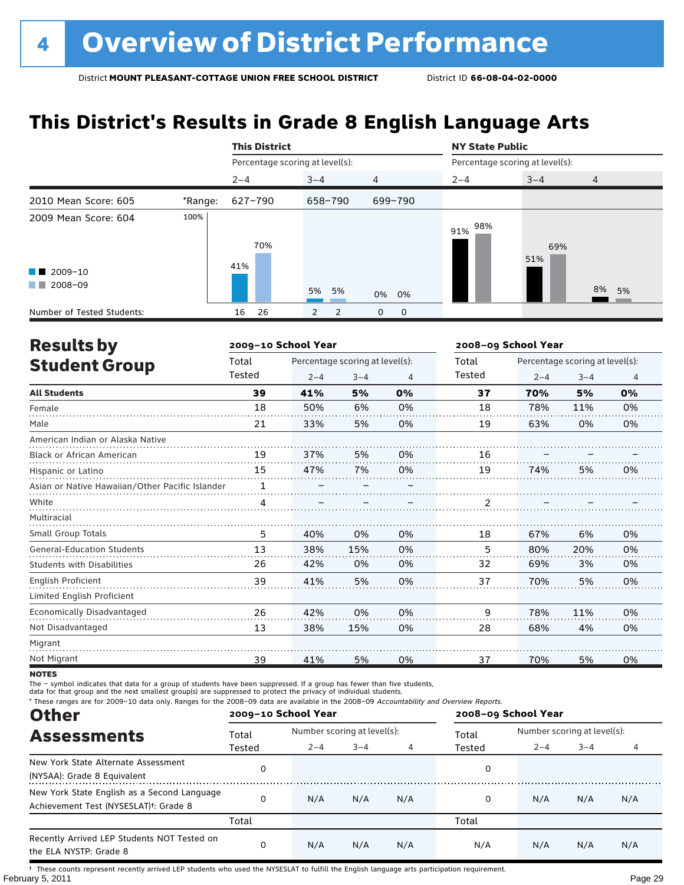# 4 Overview of District Performance

District **MOUNT PLEASANT-COTTAGE UNION FREE SCHOOL DISTRICT** District ID **66-08-04-02-0000**

## This District's Results in Grade 8 English Language Arts

| | | This District | | | NY State Public | | |
|---|---|---|---|---|---|---|---|
| | | Percentage scoring at level(s): | | | Percentage scoring at level(s): | | |
| | | 2–4 | 3–4 | 4 | 2–4 | 3–4 | 4 |
| 2010 Mean Score: 605 | *Range: | 627–790 | 658–790 | 699–790 | | | |
| 2009 Mean Score: 604 | | | | | | | |
| 2009–10 | | 41% | 5% | 0% | 91% | 51% | 8% |
| 2008–09 | | 70% | 5% | 0% | 98% | 69% | 5% |
| Number of Tested Students: 2009–10 | | 16 | 2 | 0 | | | |
| Number of Tested Students: 2008–09 | | 26 | 2 | 0 | | | |

## Results by Student Group

| | 2009–10 School Year | | | | 2008–09 School Year | | | |
|---|---|---|---|---|---|---|---|---|
| | Total Tested | Percentage scoring at level(s): 2–4 | 3–4 | 4 | Total Tested | Percentage scoring at level(s): 2–4 | 3–4 | 4 |
| **All Students** | **39** | **41%** | **5%** | **0%** | **37** | **70%** | **5%** | **0%** |
| Female | 18 | 50% | 6% | 0% | 18 | 78% | 11% | 0% |
| Male | 21 | 33% | 5% | 0% | 19 | 63% | 0% | 0% |
| American Indian or Alaska Native | | | | | | | | |
| Black or African American | 19 | 37% | 5% | 0% | 16 | – | – | – |
| Hispanic or Latino | 15 | 47% | 7% | 0% | 19 | 74% | 5% | 0% |
| Asian or Native Hawaiian/Other Pacific Islander | 1 | – | – | – | | | | |
| White | 4 | – | – | – | 2 | – | – | – |
| Multiracial | | | | | | | | |
| Small Group Totals | 5 | 40% | 0% | 0% | 18 | 67% | 6% | 0% |
| General-Education Students | 13 | 38% | 15% | 0% | 5 | 80% | 20% | 0% |
| Students with Disabilities | 26 | 42% | 0% | 0% | 32 | 69% | 3% | 0% |
| English Proficient | 39 | 41% | 5% | 0% | 37 | 70% | 5% | 0% |
| Limited English Proficient | | | | | | | | |
| Economically Disadvantaged | 26 | 42% | 0% | 0% | 9 | 78% | 11% | 0% |
| Not Disadvantaged | 13 | 38% | 15% | 0% | 28 | 68% | 4% | 0% |
| Migrant | | | | | | | | |
| Not Migrant | 39 | 41% | 5% | 0% | 37 | 70% | 5% | 0% |

**NOTES**

The – symbol indicates that data for a group of students have been suppressed. If a group has fewer than five students, data for that group and the next smallest group(s) are suppressed to protect the privacy of individual students.

\* These ranges are for 2009–10 data only. Ranges for the 2008–09 data are available in the 2008–09 *Accountability and Overview Reports*.

## Other Assessments

| | 2009–10 School Year | | | | 2008–09 School Year | | | |
|---|---|---|---|---|---|---|---|---|
| | Total Tested | Number scoring at level(s): 2–4 | 3–4 | 4 | Total Tested | Number scoring at level(s): 2–4 | 3–4 | 4 |
| New York State Alternate Assessment (NYSAA): Grade 8 Equivalent | 0 | | | | 0 | | | |
| New York State English as a Second Language Achievement Test (NYSESLAT)†: Grade 8 | 0 | N/A | N/A | N/A | 0 | N/A | N/A | N/A |
| | Total | | | | Total | | | |
| Recently Arrived LEP Students NOT Tested on the ELA NYSTP: Grade 8 | 0 | N/A | N/A | N/A | N/A | N/A | N/A | N/A |

† These counts represent recently arrived LEP students who used the NYSESLAT to fulfill the English language arts participation requirement.

February 5, 2011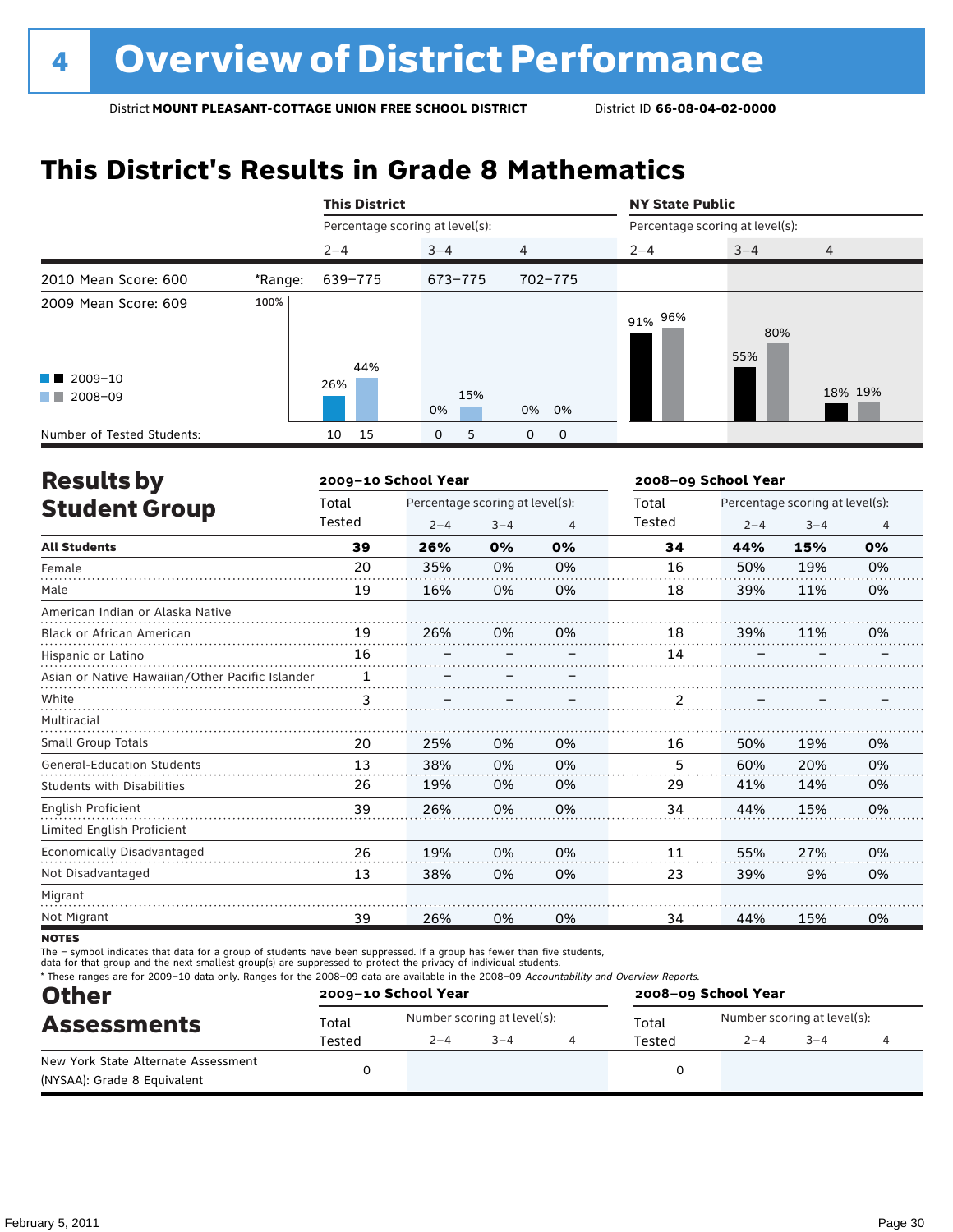# 4 Overview of District Performance

District **MOUNT PLEASANT-COTTAGE UNION FREE SCHOOL DISTRICT** District ID **66-08-04-02-0000**

## This District's Results in Grade 8 Mathematics

| | | This District | | | NY State Public | | |
|---|---|---|---|---|---|---|---|
| | | Percentage scoring at level(s): | | | Percentage scoring at level(s): | | |
| | | 2–4 | 3–4 | 4 | 2–4 | 3–4 | 4 |
| 2010 Mean Score: 600 | *Range: | 639–775 | 673–775 | 702–775 | | | |
| 2009 Mean Score: 609 | | | | | | | |
| 2009–10 | | 26% | 0% | 0% | 91% | 55% | 18% |
| 2008–09 | | 44% | 15% | 0% | 96% | 80% | 19% |
| Number of Tested Students: 2009–10 | | 10 | 0 | 0 | | | |
| Number of Tested Students: 2008–09 | | 15 | 5 | 0 | | | |

## Results by Student Group

| | 2009–10 School Year | | | | 2008–09 School Year | | | |
|---|---|---|---|---|---|---|---|---|
| | Total Tested | Percentage scoring at level(s): 2–4 | 3–4 | 4 | Total Tested | Percentage scoring at level(s): 2–4 | 3–4 | 4 |
| **All Students** | **39** | **26%** | **0%** | **0%** | **34** | **44%** | **15%** | **0%** |
| Female | 20 | 35% | 0% | 0% | 16 | 50% | 19% | 0% |
| Male | 19 | 16% | 0% | 0% | 18 | 39% | 11% | 0% |
| American Indian or Alaska Native | | | | | | | | |
| Black or African American | 19 | 26% | 0% | 0% | 18 | 39% | 11% | 0% |
| Hispanic or Latino | 16 | – | – | – | 14 | – | – | – |
| Asian or Native Hawaiian/Other Pacific Islander | 1 | – | – | – | | | | |
| White | 3 | – | – | – | 2 | – | – | – |
| Multiracial | | | | | | | | |
| Small Group Totals | 20 | 25% | 0% | 0% | 16 | 50% | 19% | 0% |
| General-Education Students | 13 | 38% | 0% | 0% | 5 | 60% | 20% | 0% |
| Students with Disabilities | 26 | 19% | 0% | 0% | 29 | 41% | 14% | 0% |
| English Proficient | 39 | 26% | 0% | 0% | 34 | 44% | 15% | 0% |
| Limited English Proficient | | | | | | | | |
| Economically Disadvantaged | 26 | 19% | 0% | 0% | 11 | 55% | 27% | 0% |
| Not Disadvantaged | 13 | 38% | 0% | 0% | 23 | 39% | 9% | 0% |
| Migrant | | | | | | | | |
| Not Migrant | 39 | 26% | 0% | 0% | 34 | 44% | 15% | 0% |

**NOTES**

The – symbol indicates that data for a group of students have been suppressed. If a group has fewer than five students, data for that group and the next smallest group(s) are suppressed to protect the privacy of individual students.

\* These ranges are for 2009–10 data only. Ranges for the 2008–09 data are available in the 2008–09 *Accountability and Overview Reports*.

## Other Assessments

| | 2009–10 School Year | | | | 2008–09 School Year | | | |
|---|---|---|---|---|---|---|---|---|
| | Total Tested | Number scoring at level(s): 2–4 | 3–4 | 4 | Total Tested | Number scoring at level(s): 2–4 | 3–4 | 4 |
| New York State Alternate Assessment (NYSAA): Grade 8 Equivalent | 0 | | | | 0 | | | |

February 5, 2011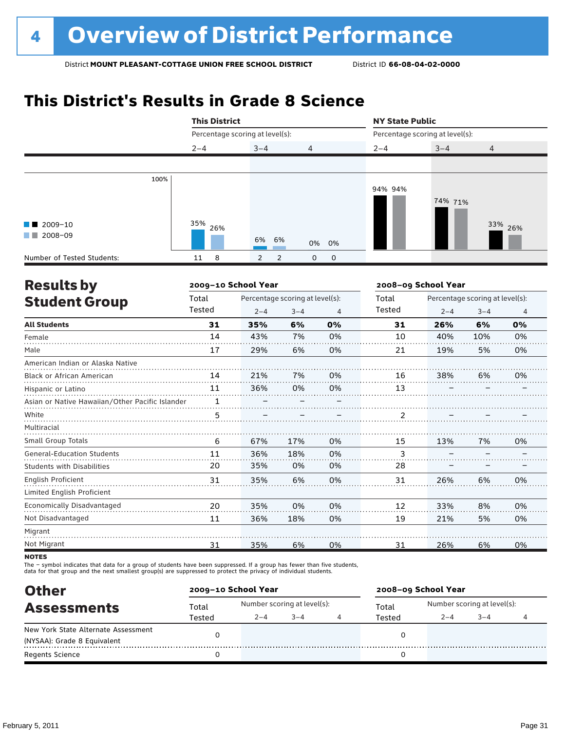# 4 Overview of District Performance

District **MOUNT PLEASANT-COTTAGE UNION FREE SCHOOL DISTRICT** District ID **66-08-04-02-0000**

## This District's Results in Grade 8 Science

| | This District | | | NY State Public | | |
|---|---|---|---|---|---|---|
| | Percentage scoring at level(s): | | | Percentage scoring at level(s): | | |
| | 2–4 | 3–4 | 4 | 2–4 | 3–4 | 4 |
| 2009–10 | 35% | 6% | 0% | 94% | 74% | 33% |
| 2008–09 | 26% | 6% | 0% | 94% | 71% | 26% |
| Number of Tested Students (2009–10) | 11 | 2 | 0 | | | |
| Number of Tested Students (2008–09) | 8 | 2 | 0 | | | |

## Results by Student Group

| | 2009–10 School Year | | | | 2008–09 School Year | | | |
|---|---|---|---|---|---|---|---|---|
| | Total Tested | Percentage scoring at level(s): 2–4 | 3–4 | 4 | Total Tested | Percentage scoring at level(s): 2–4 | 3–4 | 4 |
| **All Students** | **31** | **35%** | **6%** | **0%** | **31** | **26%** | **6%** | **0%** |
| Female | 14 | 43% | 7% | 0% | 10 | 40% | 10% | 0% |
| Male | 17 | 29% | 6% | 0% | 21 | 19% | 5% | 0% |
| American Indian or Alaska Native | | | | | | | | |
| Black or African American | 14 | 21% | 7% | 0% | 16 | 38% | 6% | 0% |
| Hispanic or Latino | 11 | 36% | 0% | 0% | 13 | – | – | – |
| Asian or Native Hawaiian/Other Pacific Islander | 1 | – | – | – | | | | |
| White | 5 | – | – | – | 2 | – | – | – |
| Multiracial | | | | | | | | |
| Small Group Totals | 6 | 67% | 17% | 0% | 15 | 13% | 7% | 0% |
| General-Education Students | 11 | 36% | 18% | 0% | 3 | – | – | – |
| Students with Disabilities | 20 | 35% | 0% | 0% | 28 | – | – | – |
| English Proficient | 31 | 35% | 6% | 0% | 31 | 26% | 6% | 0% |
| Limited English Proficient | | | | | | | | |
| Economically Disadvantaged | 20 | 35% | 0% | 0% | 12 | 33% | 8% | 0% |
| Not Disadvantaged | 11 | 36% | 18% | 0% | 19 | 21% | 5% | 0% |
| Migrant | | | | | | | | |
| Not Migrant | 31 | 35% | 6% | 0% | 31 | 26% | 6% | 0% |

**NOTES**

The – symbol indicates that data for a group of students have been suppressed. If a group has fewer than five students, data for that group and the next smallest group(s) are suppressed to protect the privacy of individual students.

## Other Assessments

| | 2009–10 School Year | | | | 2008–09 School Year | | | |
|---|---|---|---|---|---|---|---|---|
| | Total Tested | Number scoring at level(s): 2–4 | 3–4 | 4 | Total Tested | Number scoring at level(s): 2–4 | 3–4 | 4 |
| New York State Alternate Assessment (NYSAA): Grade 8 Equivalent | 0 | | | | 0 | | | |
| Regents Science | 0 | | | | 0 | | | |

February 5, 2011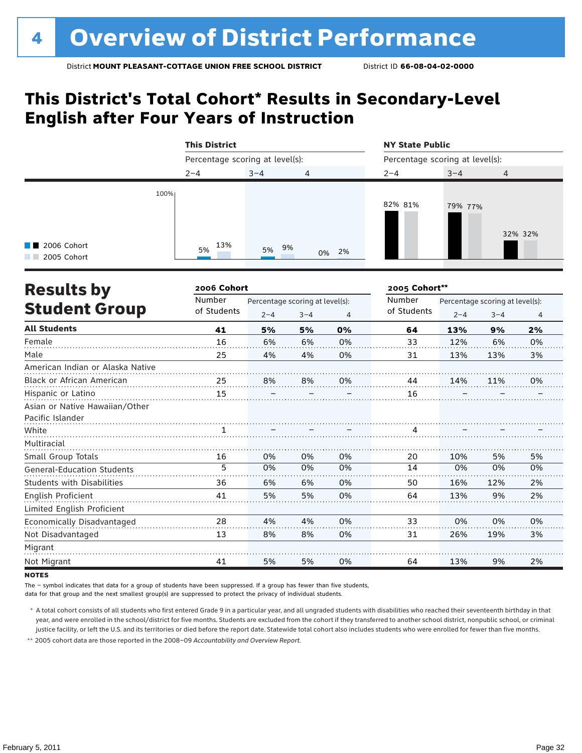# 4 Overview of District Performance

District **MOUNT PLEASANT-COTTAGE UNION FREE SCHOOL DISTRICT** District ID **66-08-04-02-0000**

## This District's Total Cohort* Results in Secondary-Level English after Four Years of Instruction

| | This District | | | NY State Public | | |
|---|---|---|---|---|---|---|
| Percentage scoring at level(s): | 2–4 | 3–4 | 4 | 2–4 | 3–4 | 4 |
| 2006 Cohort | 5% | 5% | 0% | 82% | 79% | 32% |
| 2005 Cohort | 13% | 9% | 2% | 81% | 77% | 32% |

## Results by Student Group

| | 2006 Cohort | | | | 2005 Cohort** | | | |
|---|---|---|---|---|---|---|---|---|
| | Number of Students | Percentage scoring at level(s): 2–4 | 3–4 | 4 | Number of Students | Percentage scoring at level(s): 2–4 | 3–4 | 4 |
| **All Students** | **41** | **5%** | **5%** | **0%** | **64** | **13%** | **9%** | **2%** |
| Female | 16 | 6% | 6% | 0% | 33 | 12% | 6% | 0% |
| Male | 25 | 4% | 4% | 0% | 31 | 13% | 13% | 3% |
| American Indian or Alaska Native | | | | | | | | |
| Black or African American | 25 | 8% | 8% | 0% | 44 | 14% | 11% | 0% |
| Hispanic or Latino | 15 | – | – | – | 16 | – | – | – |
| Asian or Native Hawaiian/Other Pacific Islander | | | | | | | | |
| White | 1 | – | – | – | 4 | – | – | – |
| Multiracial | | | | | | | | |
| Small Group Totals | 16 | 0% | 0% | 0% | 20 | 10% | 5% | 5% |
| General-Education Students | 5 | 0% | 0% | 0% | 14 | 0% | 0% | 0% |
| Students with Disabilities | 36 | 6% | 6% | 0% | 50 | 16% | 12% | 2% |
| English Proficient | 41 | 5% | 5% | 0% | 64 | 13% | 9% | 2% |
| Limited English Proficient | | | | | | | | |
| Economically Disadvantaged | 28 | 4% | 4% | 0% | 33 | 0% | 0% | 0% |
| Not Disadvantaged | 13 | 8% | 8% | 0% | 31 | 26% | 19% | 3% |
| Migrant | | | | | | | | |
| Not Migrant | 41 | 5% | 5% | 0% | 64 | 13% | 9% | 2% |

**NOTES**

The – symbol indicates that data for a group of students have been suppressed. If a group has fewer than five students, data for that group and the next smallest group(s) are suppressed to protect the privacy of individual students.

\* A total cohort consists of all students who first entered Grade 9 in a particular year, and all ungraded students with disabilities who reached their seventeenth birthday in that year, and were enrolled in the school/district for five months. Students are excluded from the cohort if they transferred to another school district, nonpublic school, or criminal justice facility, or left the U.S. and its territories or died before the report date. Statewide total cohort also includes students who were enrolled for fewer than five months.

\*\* 2005 cohort data are those reported in the 2008–09 *Accountability and Overview Report*.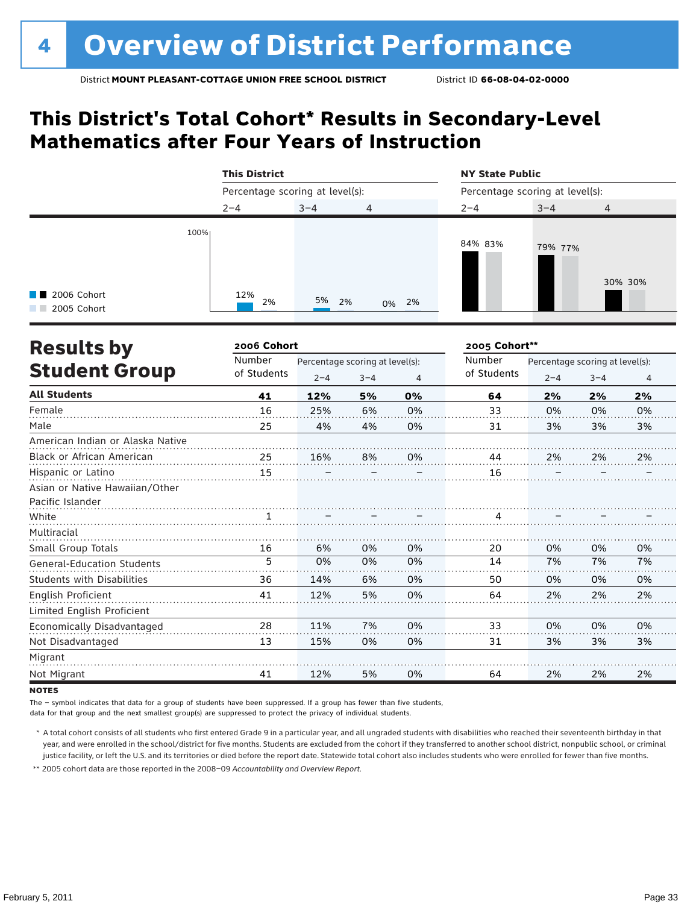# 4 Overview of District Performance

District **MOUNT PLEASANT-COTTAGE UNION FREE SCHOOL DISTRICT** District ID **66-08-04-02-0000**

## This District's Total Cohort* Results in Secondary-Level Mathematics after Four Years of Instruction

This District
Percentage scoring at level(s):
2–4 3–4 4

NY State Public
Percentage scoring at level(s):
2–4 3–4 4

100%

2006 Cohort
2005 Cohort

12% 2% 5% 2% 0% 2%

84% 83% 79% 77% 30% 30%

## Results by Student Group

| | 2006 Cohort | | | | 2005 Cohort** | | | |
|---|---|---|---|---|---|---|---|---|
| | Number of Students | Percentage scoring at level(s): 2–4 | 3–4 | 4 | Number of Students | Percentage scoring at level(s): 2–4 | 3–4 | 4 |
| **All Students** | **41** | **12%** | **5%** | **0%** | **64** | **2%** | **2%** | **2%** |
| Female | 16 | 25% | 6% | 0% | 33 | 0% | 0% | 0% |
| Male | 25 | 4% | 4% | 0% | 31 | 3% | 3% | 3% |
| American Indian or Alaska Native | | | | | | | | |
| Black or African American | 25 | 16% | 8% | 0% | 44 | 2% | 2% | 2% |
| Hispanic or Latino | 15 | – | – | – | 16 | – | – | – |
| Asian or Native Hawaiian/Other Pacific Islander | | | | | | | | |
| White | 1 | – | – | – | 4 | – | – | – |
| Multiracial | | | | | | | | |
| Small Group Totals | 16 | 6% | 0% | 0% | 20 | 0% | 0% | 0% |
| General-Education Students | 5 | 0% | 0% | 0% | 14 | 7% | 7% | 7% |
| Students with Disabilities | 36 | 14% | 6% | 0% | 50 | 0% | 0% | 0% |
| English Proficient | 41 | 12% | 5% | 0% | 64 | 2% | 2% | 2% |
| Limited English Proficient | | | | | | | | |
| Economically Disadvantaged | 28 | 11% | 7% | 0% | 33 | 0% | 0% | 0% |
| Not Disadvantaged | 13 | 15% | 0% | 0% | 31 | 3% | 3% | 3% |
| Migrant | | | | | | | | |
| Not Migrant | 41 | 12% | 5% | 0% | 64 | 2% | 2% | 2% |

**NOTES**

The – symbol indicates that data for a group of students have been suppressed. If a group has fewer than five students, data for that group and the next smallest group(s) are suppressed to protect the privacy of individual students.

\* A total cohort consists of all students who first entered Grade 9 in a particular year, and all ungraded students with disabilities who reached their seventeenth birthday in that year, and were enrolled in the school/district for five months. Students are excluded from the cohort if they transferred to another school district, nonpublic school, or criminal justice facility, or left the U.S. and its territories or died before the report date. Statewide total cohort also includes students who were enrolled for fewer than five months.

\** 2005 cohort data are those reported in the 2008–09 *Accountability and Overview Report*.

February 5, 2011